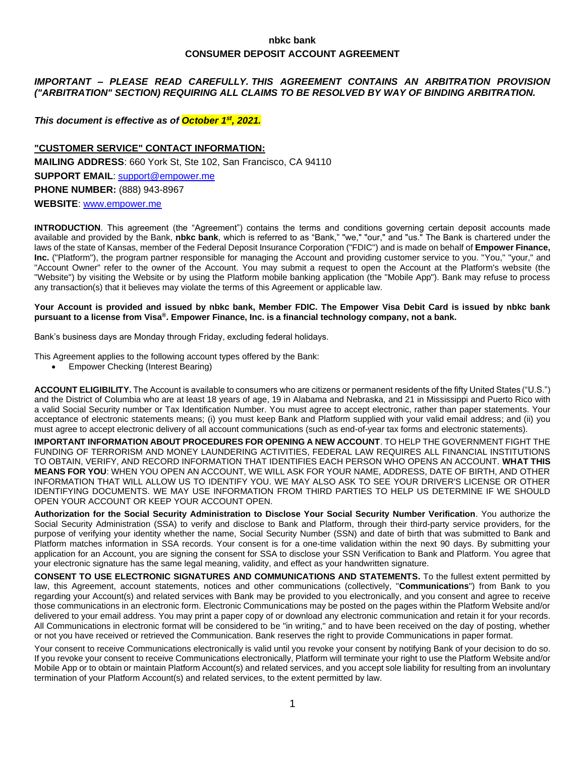# nbkc bank

## CONSUMER DEPOSIT ACCOUNT AGREEMENT

***IMPORTANT – PLEASE READ CAREFULLY. THIS AGREEMENT CONTAINS AN ARBITRATION PROVISION ("ARBITRATION" SECTION) REQUIRING ALL CLAIMS TO BE RESOLVED BY WAY OF BINDING ARBITRATION.***

***This document is effective as of October 1st, 2021.***

**"CUSTOMER SERVICE" CONTACT INFORMATION:**

**MAILING ADDRESS**: 660 York St, Ste 102, San Francisco, CA 94110

**SUPPORT EMAIL**: support@empower.me

**PHONE NUMBER:** (888) 943-8967

**WEBSITE**: www.empower.me

**INTRODUCTION**. This agreement (the "Agreement") contains the terms and conditions governing certain deposit accounts made available and provided by the Bank, **nbkc bank**, which is referred to as "Bank," "we," "our," and "us." The Bank is chartered under the laws of the state of Kansas, member of the Federal Deposit Insurance Corporation ("FDIC") and is made on behalf of **Empower Finance, Inc.** ("Platform"), the program partner responsible for managing the Account and providing customer service to you. "You," "your," and "Account Owner" refer to the owner of the Account. You may submit a request to open the Account at the Platform's website (the "Website") by visiting the Website or by using the Platform mobile banking application (the "Mobile App"). Bank may refuse to process any transaction(s) that it believes may violate the terms of this Agreement or applicable law.

**Your Account is provided and issued by nbkc bank, Member FDIC. The Empower Visa Debit Card is issued by nbkc bank pursuant to a license from Visa®. Empower Finance, Inc. is a financial technology company, not a bank.**

Bank's business days are Monday through Friday, excluding federal holidays.

This Agreement applies to the following account types offered by the Bank:

- Empower Checking (Interest Bearing)

**ACCOUNT ELIGIBILITY.** The Account is available to consumers who are citizens or permanent residents of the fifty United States ("U.S.") and the District of Columbia who are at least 18 years of age, 19 in Alabama and Nebraska, and 21 in Mississippi and Puerto Rico with a valid Social Security number or Tax Identification Number. You must agree to accept electronic, rather than paper statements. Your acceptance of electronic statements means; (i) you must keep Bank and Platform supplied with your valid email address; and (ii) you must agree to accept electronic delivery of all account communications (such as end-of-year tax forms and electronic statements).

**IMPORTANT INFORMATION ABOUT PROCEDURES FOR OPENING A NEW ACCOUNT**. TO HELP THE GOVERNMENT FIGHT THE FUNDING OF TERRORISM AND MONEY LAUNDERING ACTIVITIES, FEDERAL LAW REQUIRES ALL FINANCIAL INSTITUTIONS TO OBTAIN, VERIFY, AND RECORD INFORMATION THAT IDENTIFIES EACH PERSON WHO OPENS AN ACCOUNT. **WHAT THIS MEANS FOR YOU**: WHEN YOU OPEN AN ACCOUNT, WE WILL ASK FOR YOUR NAME, ADDRESS, DATE OF BIRTH, AND OTHER INFORMATION THAT WILL ALLOW US TO IDENTIFY YOU. WE MAY ALSO ASK TO SEE YOUR DRIVER'S LICENSE OR OTHER IDENTIFYING DOCUMENTS. WE MAY USE INFORMATION FROM THIRD PARTIES TO HELP US DETERMINE IF WE SHOULD OPEN YOUR ACCOUNT OR KEEP YOUR ACCOUNT OPEN.

**Authorization for the Social Security Administration to Disclose Your Social Security Number Verification**. You authorize the Social Security Administration (SSA) to verify and disclose to Bank and Platform, through their third-party service providers, for the purpose of verifying your identity whether the name, Social Security Number (SSN) and date of birth that was submitted to Bank and Platform matches information in SSA records. Your consent is for a one-time validation within the next 90 days. By submitting your application for an Account, you are signing the consent for SSA to disclose your SSN Verification to Bank and Platform. You agree that your electronic signature has the same legal meaning, validity, and effect as your handwritten signature.

**CONSENT TO USE ELECTRONIC SIGNATURES AND COMMUNICATIONS AND STATEMENTS.** To the fullest extent permitted by law, this Agreement, account statements, notices and other communications (collectively, "**Communications**") from Bank to you regarding your Account(s) and related services with Bank may be provided to you electronically, and you consent and agree to receive those communications in an electronic form. Electronic Communications may be posted on the pages within the Platform Website and/or delivered to your email address. You may print a paper copy of or download any electronic communication and retain it for your records. All Communications in electronic format will be considered to be "in writing," and to have been received on the day of posting, whether or not you have received or retrieved the Communication. Bank reserves the right to provide Communications in paper format.

Your consent to receive Communications electronically is valid until you revoke your consent by notifying Bank of your decision to do so. If you revoke your consent to receive Communications electronically, Platform will terminate your right to use the Platform Website and/or Mobile App or to obtain or maintain Platform Account(s) and related services, and you accept sole liability for resulting from an involuntary termination of your Platform Account(s) and related services, to the extent permitted by law.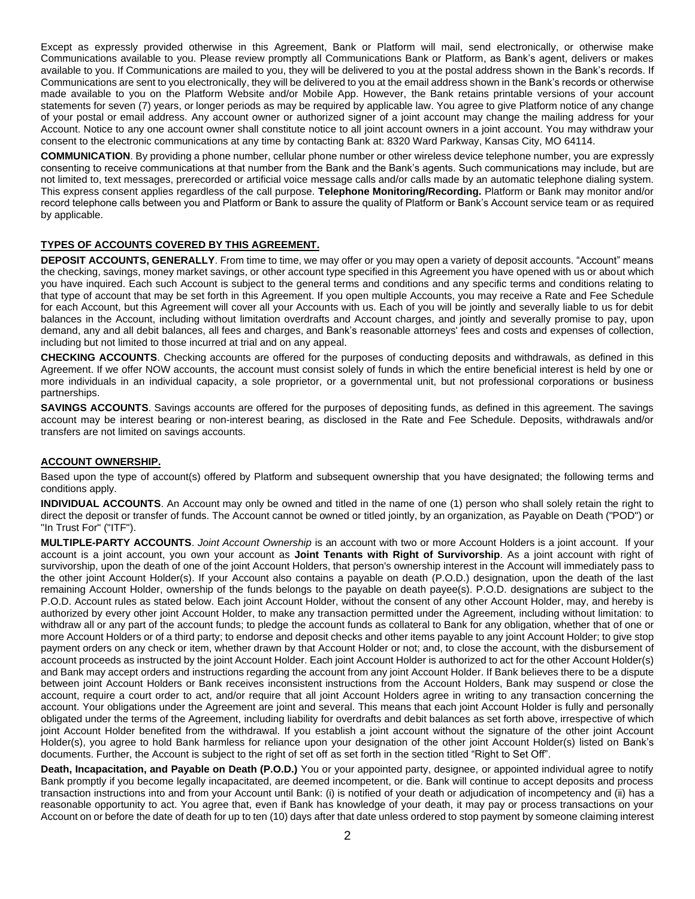Except as expressly provided otherwise in this Agreement, Bank or Platform will mail, send electronically, or otherwise make Communications available to you. Please review promptly all Communications Bank or Platform, as Bank's agent, delivers or makes available to you. If Communications are mailed to you, they will be delivered to you at the postal address shown in the Bank's records. If Communications are sent to you electronically, they will be delivered to you at the email address shown in the Bank's records or otherwise made available to you on the Platform Website and/or Mobile App. However, the Bank retains printable versions of your account statements for seven (7) years, or longer periods as may be required by applicable law. You agree to give Platform notice of any change of your postal or email address. Any account owner or authorized signer of a joint account may change the mailing address for your Account. Notice to any one account owner shall constitute notice to all joint account owners in a joint account. You may withdraw your consent to the electronic communications at any time by contacting Bank at: 8320 Ward Parkway, Kansas City, MO 64114.

**COMMUNICATION**. By providing a phone number, cellular phone number or other wireless device telephone number, you are expressly consenting to receive communications at that number from the Bank and the Bank's agents. Such communications may include, but are not limited to, text messages, prerecorded or artificial voice message calls and/or calls made by an automatic telephone dialing system. This express consent applies regardless of the call purpose. **Telephone Monitoring/Recording.** Platform or Bank may monitor and/or record telephone calls between you and Platform or Bank to assure the quality of Platform or Bank's Account service team or as required by applicable.

## TYPES OF ACCOUNTS COVERED BY THIS AGREEMENT.

**DEPOSIT ACCOUNTS, GENERALLY**. From time to time, we may offer or you may open a variety of deposit accounts. "Account" means the checking, savings, money market savings, or other account type specified in this Agreement you have opened with us or about which you have inquired. Each such Account is subject to the general terms and conditions and any specific terms and conditions relating to that type of account that may be set forth in this Agreement. If you open multiple Accounts, you may receive a Rate and Fee Schedule for each Account, but this Agreement will cover all your Accounts with us. Each of you will be jointly and severally liable to us for debit balances in the Account, including without limitation overdrafts and Account charges, and jointly and severally promise to pay, upon demand, any and all debit balances, all fees and charges, and Bank's reasonable attorneys' fees and costs and expenses of collection, including but not limited to those incurred at trial and on any appeal.

**CHECKING ACCOUNTS**. Checking accounts are offered for the purposes of conducting deposits and withdrawals, as defined in this Agreement. If we offer NOW accounts, the account must consist solely of funds in which the entire beneficial interest is held by one or more individuals in an individual capacity, a sole proprietor, or a governmental unit, but not professional corporations or business partnerships.

**SAVINGS ACCOUNTS**. Savings accounts are offered for the purposes of depositing funds, as defined in this agreement. The savings account may be interest bearing or non-interest bearing, as disclosed in the Rate and Fee Schedule. Deposits, withdrawals and/or transfers are not limited on savings accounts.

## ACCOUNT OWNERSHIP.

Based upon the type of account(s) offered by Platform and subsequent ownership that you have designated; the following terms and conditions apply.

**INDIVIDUAL ACCOUNTS**. An Account may only be owned and titled in the name of one (1) person who shall solely retain the right to direct the deposit or transfer of funds. The Account cannot be owned or titled jointly, by an organization, as Payable on Death ("POD") or "In Trust For" ("ITF").

**MULTIPLE-PARTY ACCOUNTS**. *Joint Account Ownership* is an account with two or more Account Holders is a joint account. If your account is a joint account, you own your account as **Joint Tenants with Right of Survivorship**. As a joint account with right of survivorship, upon the death of one of the joint Account Holders, that person's ownership interest in the Account will immediately pass to the other joint Account Holder(s). If your Account also contains a payable on death (P.O.D.) designation, upon the death of the last remaining Account Holder, ownership of the funds belongs to the payable on death payee(s). P.O.D. designations are subject to the P.O.D. Account rules as stated below. Each joint Account Holder, without the consent of any other Account Holder, may, and hereby is authorized by every other joint Account Holder, to make any transaction permitted under the Agreement, including without limitation: to withdraw all or any part of the account funds; to pledge the account funds as collateral to Bank for any obligation, whether that of one or more Account Holders or of a third party; to endorse and deposit checks and other items payable to any joint Account Holder; to give stop payment orders on any check or item, whether drawn by that Account Holder or not; and, to close the account, with the disbursement of account proceeds as instructed by the joint Account Holder. Each joint Account Holder is authorized to act for the other Account Holder(s) and Bank may accept orders and instructions regarding the account from any joint Account Holder. If Bank believes there to be a dispute between joint Account Holders or Bank receives inconsistent instructions from the Account Holders, Bank may suspend or close the account, require a court order to act, and/or require that all joint Account Holders agree in writing to any transaction concerning the account. Your obligations under the Agreement are joint and several. This means that each joint Account Holder is fully and personally obligated under the terms of the Agreement, including liability for overdrafts and debit balances as set forth above, irrespective of which joint Account Holder benefited from the withdrawal. If you establish a joint account without the signature of the other joint Account Holder(s), you agree to hold Bank harmless for reliance upon your designation of the other joint Account Holder(s) listed on Bank's documents. Further, the Account is subject to the right of set off as set forth in the section titled "Right to Set Off".

**Death, Incapacitation, and Payable on Death (P.O.D.)** You or your appointed party, designee, or appointed individual agree to notify Bank promptly if you become legally incapacitated, are deemed incompetent, or die. Bank will continue to accept deposits and process transaction instructions into and from your Account until Bank: (i) is notified of your death or adjudication of incompetency and (ii) has a reasonable opportunity to act. You agree that, even if Bank has knowledge of your death, it may pay or process transactions on your Account on or before the date of death for up to ten (10) days after that date unless ordered to stop payment by someone claiming interest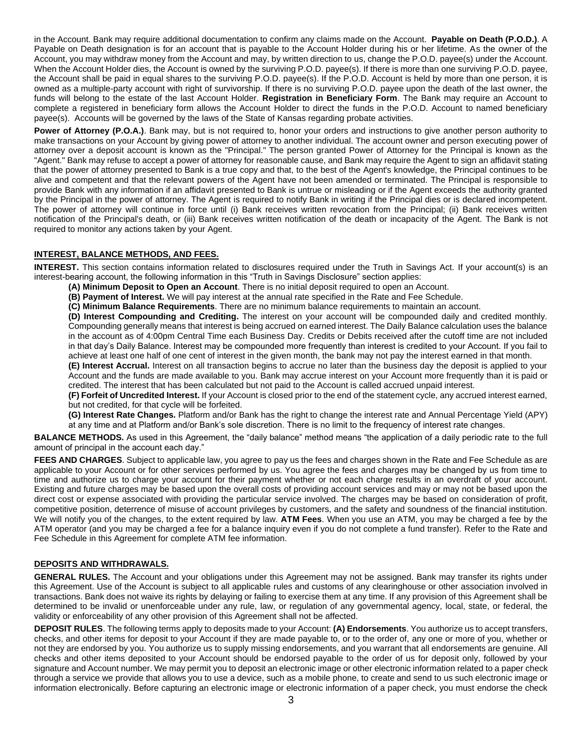in the Account. Bank may require additional documentation to confirm any claims made on the Account. **Payable on Death (P.O.D.)**. A Payable on Death designation is for an account that is payable to the Account Holder during his or her lifetime. As the owner of the Account, you may withdraw money from the Account and may, by written direction to us, change the P.O.D. payee(s) under the Account. When the Account Holder dies, the Account is owned by the surviving P.O.D. payee(s). If there is more than one surviving P.O.D. payee, the Account shall be paid in equal shares to the surviving P.O.D. payee(s). If the P.O.D. Account is held by more than one person, it is owned as a multiple-party account with right of survivorship. If there is no surviving P.O.D. payee upon the death of the last owner, the funds will belong to the estate of the last Account Holder. **Registration in Beneficiary Form**. The Bank may require an Account to complete a registered in beneficiary form allows the Account Holder to direct the funds in the P.O.D. Account to named beneficiary payee(s). Accounts will be governed by the laws of the State of Kansas regarding probate activities.

**Power of Attorney (P.O.A.)**. Bank may, but is not required to, honor your orders and instructions to give another person authority to make transactions on your Account by giving power of attorney to another individual. The account owner and person executing power of attorney over a deposit account is known as the "Principal." The person granted Power of Attorney for the Principal is known as the "Agent." Bank may refuse to accept a power of attorney for reasonable cause, and Bank may require the Agent to sign an affidavit stating that the power of attorney presented to Bank is a true copy and that, to the best of the Agent's knowledge, the Principal continues to be alive and competent and that the relevant powers of the Agent have not been amended or terminated. The Principal is responsible to provide Bank with any information if an affidavit presented to Bank is untrue or misleading or if the Agent exceeds the authority granted by the Principal in the power of attorney. The Agent is required to notify Bank in writing if the Principal dies or is declared incompetent. The power of attorney will continue in force until (i) Bank receives written revocation from the Principal; (ii) Bank receives written notification of the Principal's death, or (iii) Bank receives written notification of the death or incapacity of the Agent. The Bank is not required to monitor any actions taken by your Agent.

## INTEREST, BALANCE METHODS, AND FEES.

**INTEREST.** This section contains information related to disclosures required under the Truth in Savings Act. If your account(s) is an interest-bearing account, the following information in this "Truth in Savings Disclosure" section applies:

**(A) Minimum Deposit to Open an Account**. There is no initial deposit required to open an Account.

**(B) Payment of Interest.** We will pay interest at the annual rate specified in the Rate and Fee Schedule.

**(C) Minimum Balance Requirements**. There are no minimum balance requirements to maintain an account.

**(D) Interest Compounding and Crediting.** The interest on your account will be compounded daily and credited monthly. Compounding generally means that interest is being accrued on earned interest. The Daily Balance calculation uses the balance in the account as of 4:00pm Central Time each Business Day. Credits or Debits received after the cutoff time are not included in that day's Daily Balance. Interest may be compounded more frequently than interest is credited to your Account. If you fail to achieve at least one half of one cent of interest in the given month, the bank may not pay the interest earned in that month.

**(E) Interest Accrual.** Interest on all transaction begins to accrue no later than the business day the deposit is applied to your Account and the funds are made available to you. Bank may accrue interest on your Account more frequently than it is paid or credited. The interest that has been calculated but not paid to the Account is called accrued unpaid interest.

**(F) Forfeit of Uncredited Interest.** If your Account is closed prior to the end of the statement cycle, any accrued interest earned, but not credited, for that cycle will be forfeited.

**(G) Interest Rate Changes.** Platform and/or Bank has the right to change the interest rate and Annual Percentage Yield (APY) at any time and at Platform and/or Bank's sole discretion. There is no limit to the frequency of interest rate changes.

**BALANCE METHODS.** As used in this Agreement, the "daily balance" method means "the application of a daily periodic rate to the full amount of principal in the account each day."

**FEES AND CHARGES**. Subject to applicable law, you agree to pay us the fees and charges shown in the Rate and Fee Schedule as are applicable to your Account or for other services performed by us. You agree the fees and charges may be changed by us from time to time and authorize us to charge your account for their payment whether or not each charge results in an overdraft of your account. Existing and future charges may be based upon the overall costs of providing account services and may or may not be based upon the direct cost or expense associated with providing the particular service involved. The charges may be based on consideration of profit, competitive position, deterrence of misuse of account privileges by customers, and the safety and soundness of the financial institution. We will notify you of the changes, to the extent required by law. **ATM Fees**. When you use an ATM, you may be charged a fee by the ATM operator (and you may be charged a fee for a balance inquiry even if you do not complete a fund transfer). Refer to the Rate and Fee Schedule in this Agreement for complete ATM fee information.

## DEPOSITS AND WITHDRAWALS.

**GENERAL RULES.** The Account and your obligations under this Agreement may not be assigned. Bank may transfer its rights under this Agreement. Use of the Account is subject to all applicable rules and customs of any clearinghouse or other association involved in transactions. Bank does not waive its rights by delaying or failing to exercise them at any time. If any provision of this Agreement shall be determined to be invalid or unenforceable under any rule, law, or regulation of any governmental agency, local, state, or federal, the validity or enforceability of any other provision of this Agreement shall not be affected.

**DEPOSIT RULES**. The following terms apply to deposits made to your Account: **(A) Endorsements**. You authorize us to accept transfers, checks, and other items for deposit to your Account if they are made payable to, or to the order of, any one or more of you, whether or not they are endorsed by you. You authorize us to supply missing endorsements, and you warrant that all endorsements are genuine. All checks and other items deposited to your Account should be endorsed payable to the order of us for deposit only, followed by your signature and Account number. We may permit you to deposit an electronic image or other electronic information related to a paper check through a service we provide that allows you to use a device, such as a mobile phone, to create and send to us such electronic image or information electronically. Before capturing an electronic image or electronic information of a paper check, you must endorse the check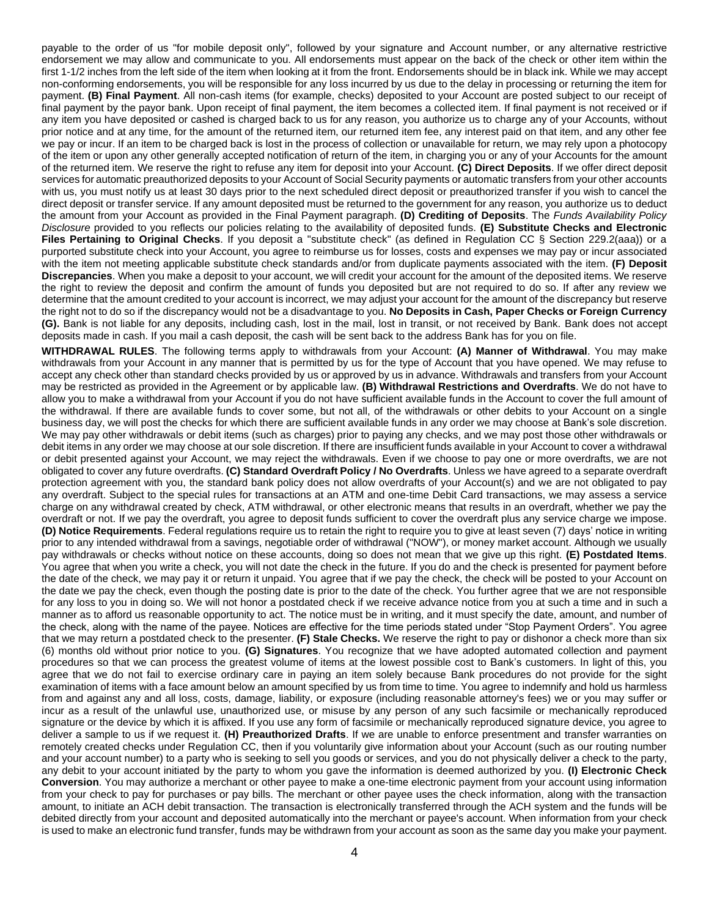payable to the order of us "for mobile deposit only", followed by your signature and Account number, or any alternative restrictive endorsement we may allow and communicate to you. All endorsements must appear on the back of the check or other item within the first 1-1/2 inches from the left side of the item when looking at it from the front. Endorsements should be in black ink. While we may accept non-conforming endorsements, you will be responsible for any loss incurred by us due to the delay in processing or returning the item for payment. **(B) Final Payment**. All non-cash items (for example, checks) deposited to your Account are posted subject to our receipt of final payment by the payor bank. Upon receipt of final payment, the item becomes a collected item. If final payment is not received or if any item you have deposited or cashed is charged back to us for any reason, you authorize us to charge any of your Accounts, without prior notice and at any time, for the amount of the returned item, our returned item fee, any interest paid on that item, and any other fee we pay or incur. If an item to be charged back is lost in the process of collection or unavailable for return, we may rely upon a photocopy of the item or upon any other generally accepted notification of return of the item, in charging you or any of your Accounts for the amount of the returned item. We reserve the right to refuse any item for deposit into your Account. **(C) Direct Deposits**. If we offer direct deposit services for automatic preauthorized deposits to your Account of Social Security payments or automatic transfers from your other accounts with us, you must notify us at least 30 days prior to the next scheduled direct deposit or preauthorized transfer if you wish to cancel the direct deposit or transfer service. If any amount deposited must be returned to the government for any reason, you authorize us to deduct the amount from your Account as provided in the Final Payment paragraph. **(D) Crediting of Deposits**. The *Funds Availability Policy Disclosure* provided to you reflects our policies relating to the availability of deposited funds. **(E) Substitute Checks and Electronic Files Pertaining to Original Checks**. If you deposit a "substitute check" (as defined in Regulation CC § Section 229.2(aaa)) or a purported substitute check into your Account, you agree to reimburse us for losses, costs and expenses we may pay or incur associated with the item not meeting applicable substitute check standards and/or from duplicate payments associated with the item. **(F) Deposit Discrepancies**. When you make a deposit to your account, we will credit your account for the amount of the deposited items. We reserve the right to review the deposit and confirm the amount of funds you deposited but are not required to do so. If after any review we determine that the amount credited to your account is incorrect, we may adjust your account for the amount of the discrepancy but reserve the right not to do so if the discrepancy would not be a disadvantage to you. **No Deposits in Cash, Paper Checks or Foreign Currency (G).** Bank is not liable for any deposits, including cash, lost in the mail, lost in transit, or not received by Bank. Bank does not accept deposits made in cash. If you mail a cash deposit, the cash will be sent back to the address Bank has for you on file.

**WITHDRAWAL RULES**. The following terms apply to withdrawals from your Account: **(A) Manner of Withdrawal**. You may make withdrawals from your Account in any manner that is permitted by us for the type of Account that you have opened. We may refuse to accept any check other than standard checks provided by us or approved by us in advance. Withdrawals and transfers from your Account may be restricted as provided in the Agreement or by applicable law. **(B) Withdrawal Restrictions and Overdrafts**. We do not have to allow you to make a withdrawal from your Account if you do not have sufficient available funds in the Account to cover the full amount of the withdrawal. If there are available funds to cover some, but not all, of the withdrawals or other debits to your Account on a single business day, we will post the checks for which there are sufficient available funds in any order we may choose at Bank's sole discretion. We may pay other withdrawals or debit items (such as charges) prior to paying any checks, and we may post those other withdrawals or debit items in any order we may choose at our sole discretion. If there are insufficient funds available in your Account to cover a withdrawal or debit presented against your Account, we may reject the withdrawals. Even if we choose to pay one or more overdrafts, we are not obligated to cover any future overdrafts. **(C) Standard Overdraft Policy / No Overdrafts**. Unless we have agreed to a separate overdraft protection agreement with you, the standard bank policy does not allow overdrafts of your Account(s) and we are not obligated to pay any overdraft. Subject to the special rules for transactions at an ATM and one-time Debit Card transactions, we may assess a service charge on any withdrawal created by check, ATM withdrawal, or other electronic means that results in an overdraft, whether we pay the overdraft or not. If we pay the overdraft, you agree to deposit funds sufficient to cover the overdraft plus any service charge we impose. **(D) Notice Requirements**. Federal regulations require us to retain the right to require you to give at least seven (7) days' notice in writing prior to any intended withdrawal from a savings, negotiable order of withdrawal ("NOW"), or money market account. Although we usually pay withdrawals or checks without notice on these accounts, doing so does not mean that we give up this right. **(E) Postdated Items**. You agree that when you write a check, you will not date the check in the future. If you do and the check is presented for payment before the date of the check, we may pay it or return it unpaid. You agree that if we pay the check, the check will be posted to your Account on the date we pay the check, even though the posting date is prior to the date of the check. You further agree that we are not responsible for any loss to you in doing so. We will not honor a postdated check if we receive advance notice from you at such a time and in such a manner as to afford us reasonable opportunity to act. The notice must be in writing, and it must specify the date, amount, and number of the check, along with the name of the payee. Notices are effective for the time periods stated under "Stop Payment Orders". You agree that we may return a postdated check to the presenter. **(F) Stale Checks.** We reserve the right to pay or dishonor a check more than six (6) months old without prior notice to you. **(G) Signatures**. You recognize that we have adopted automated collection and payment procedures so that we can process the greatest volume of items at the lowest possible cost to Bank's customers. In light of this, you agree that we do not fail to exercise ordinary care in paying an item solely because Bank procedures do not provide for the sight examination of items with a face amount below an amount specified by us from time to time. You agree to indemnify and hold us harmless from and against any and all loss, costs, damage, liability, or exposure (including reasonable attorney's fees) we or you may suffer or incur as a result of the unlawful use, unauthorized use, or misuse by any person of any such facsimile or mechanically reproduced signature or the device by which it is affixed. If you use any form of facsimile or mechanically reproduced signature device, you agree to deliver a sample to us if we request it. **(H) Preauthorized Drafts**. If we are unable to enforce presentment and transfer warranties on remotely created checks under Regulation CC, then if you voluntarily give information about your Account (such as our routing number and your account number) to a party who is seeking to sell you goods or services, and you do not physically deliver a check to the party, any debit to your account initiated by the party to whom you gave the information is deemed authorized by you. **(I) Electronic Check Conversion**. You may authorize a merchant or other payee to make a one-time electronic payment from your account using information from your check to pay for purchases or pay bills. The merchant or other payee uses the check information, along with the transaction amount, to initiate an ACH debit transaction. The transaction is electronically transferred through the ACH system and the funds will be debited directly from your account and deposited automatically into the merchant or payee's account. When information from your check is used to make an electronic fund transfer, funds may be withdrawn from your account as soon as the same day you make your payment.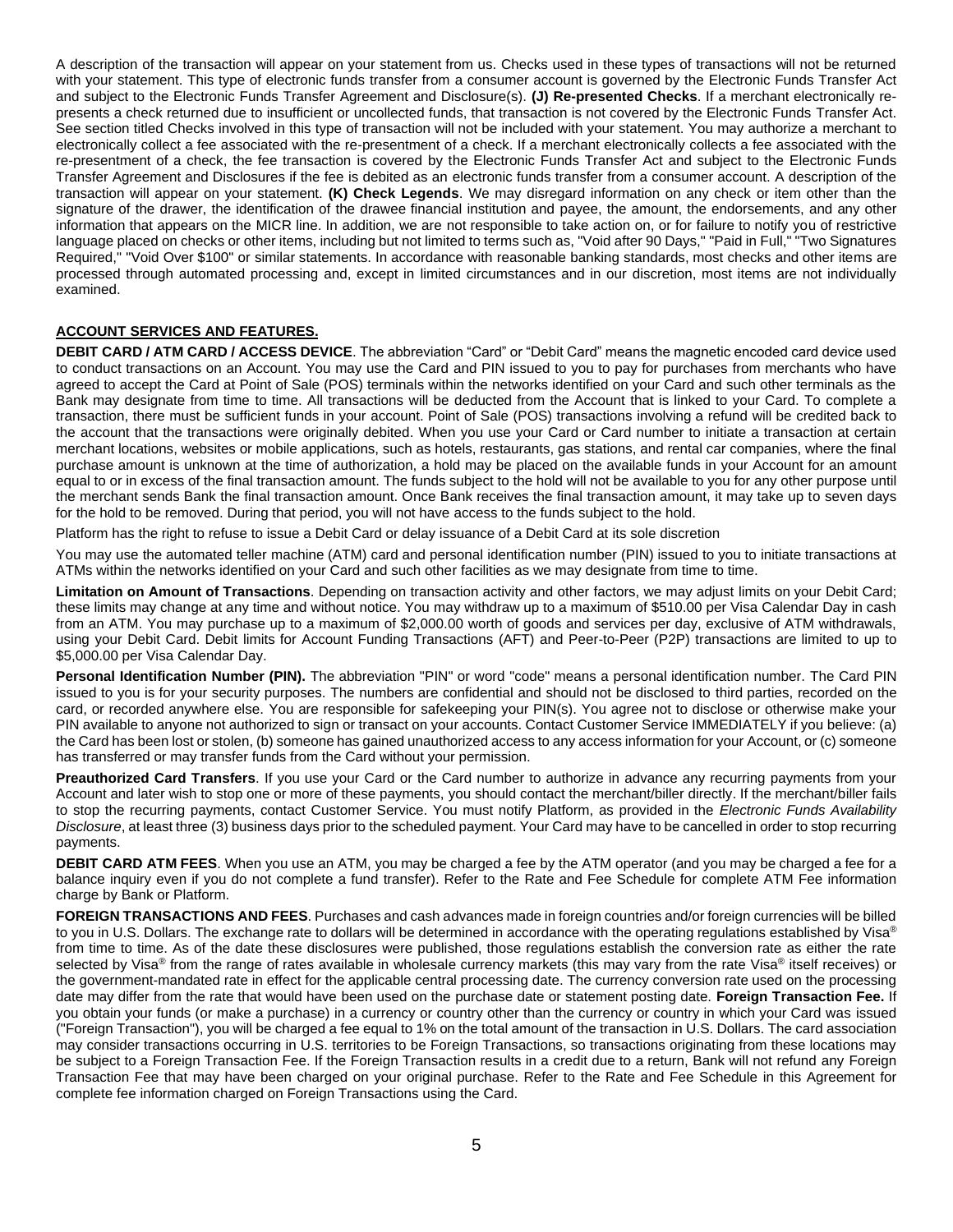A description of the transaction will appear on your statement from us. Checks used in these types of transactions will not be returned with your statement. This type of electronic funds transfer from a consumer account is governed by the Electronic Funds Transfer Act and subject to the Electronic Funds Transfer Agreement and Disclosure(s). **(J) Re-presented Checks**. If a merchant electronically re-presents a check returned due to insufficient or uncollected funds, that transaction is not covered by the Electronic Funds Transfer Act. See section titled Checks involved in this type of transaction will not be included with your statement. You may authorize a merchant to electronically collect a fee associated with the re-presentment of a check. If a merchant electronically collects a fee associated with the re-presentment of a check, the fee transaction is covered by the Electronic Funds Transfer Act and subject to the Electronic Funds Transfer Agreement and Disclosures if the fee is debited as an electronic funds transfer from a consumer account. A description of the transaction will appear on your statement. **(K) Check Legends**. We may disregard information on any check or item other than the signature of the drawer, the identification of the drawee financial institution and payee, the amount, the endorsements, and any other information that appears on the MICR line. In addition, we are not responsible to take action on, or for failure to notify you of restrictive language placed on checks or other items, including but not limited to terms such as, "Void after 90 Days," "Paid in Full," "Two Signatures Required," "Void Over $100" or similar statements. In accordance with reasonable banking standards, most checks and other items are processed through automated processing and, except in limited circumstances and in our discretion, most items are not individually examined.

## ACCOUNT SERVICES AND FEATURES.

**DEBIT CARD / ATM CARD / ACCESS DEVICE**. The abbreviation "Card" or "Debit Card" means the magnetic encoded card device used to conduct transactions on an Account. You may use the Card and PIN issued to you to pay for purchases from merchants who have agreed to accept the Card at Point of Sale (POS) terminals within the networks identified on your Card and such other terminals as the Bank may designate from time to time. All transactions will be deducted from the Account that is linked to your Card. To complete a transaction, there must be sufficient funds in your account. Point of Sale (POS) transactions involving a refund will be credited back to the account that the transactions were originally debited. When you use your Card or Card number to initiate a transaction at certain merchant locations, websites or mobile applications, such as hotels, restaurants, gas stations, and rental car companies, where the final purchase amount is unknown at the time of authorization, a hold may be placed on the available funds in your Account for an amount equal to or in excess of the final transaction amount. The funds subject to the hold will not be available to you for any other purpose until the merchant sends Bank the final transaction amount. Once Bank receives the final transaction amount, it may take up to seven days for the hold to be removed. During that period, you will not have access to the funds subject to the hold.

Platform has the right to refuse to issue a Debit Card or delay issuance of a Debit Card at its sole discretion

You may use the automated teller machine (ATM) card and personal identification number (PIN) issued to you to initiate transactions at ATMs within the networks identified on your Card and such other facilities as we may designate from time to time.

**Limitation on Amount of Transactions**. Depending on transaction activity and other factors, we may adjust limits on your Debit Card; these limits may change at any time and without notice. You may withdraw up to a maximum of $510.00 per Visa Calendar Day in cash from an ATM. You may purchase up to a maximum of $2,000.00 worth of goods and services per day, exclusive of ATM withdrawals, using your Debit Card. Debit limits for Account Funding Transactions (AFT) and Peer-to-Peer (P2P) transactions are limited to up to $5,000.00 per Visa Calendar Day.

**Personal Identification Number (PIN).** The abbreviation "PIN" or word "code" means a personal identification number. The Card PIN issued to you is for your security purposes. The numbers are confidential and should not be disclosed to third parties, recorded on the card, or recorded anywhere else. You are responsible for safekeeping your PIN(s). You agree not to disclose or otherwise make your PIN available to anyone not authorized to sign or transact on your accounts. Contact Customer Service IMMEDIATELY if you believe: (a) the Card has been lost or stolen, (b) someone has gained unauthorized access to any access information for your Account, or (c) someone has transferred or may transfer funds from the Card without your permission.

**Preauthorized Card Transfers**. If you use your Card or the Card number to authorize in advance any recurring payments from your Account and later wish to stop one or more of these payments, you should contact the merchant/biller directly. If the merchant/biller fails to stop the recurring payments, contact Customer Service. You must notify Platform, as provided in the *Electronic Funds Availability Disclosure*, at least three (3) business days prior to the scheduled payment. Your Card may have to be cancelled in order to stop recurring payments.

**DEBIT CARD ATM FEES**. When you use an ATM, you may be charged a fee by the ATM operator (and you may be charged a fee for a balance inquiry even if you do not complete a fund transfer). Refer to the Rate and Fee Schedule for complete ATM Fee information charge by Bank or Platform.

**FOREIGN TRANSACTIONS AND FEES**. Purchases and cash advances made in foreign countries and/or foreign currencies will be billed to you in U.S. Dollars. The exchange rate to dollars will be determined in accordance with the operating regulations established by Visa® from time to time. As of the date these disclosures were published, those regulations establish the conversion rate as either the rate selected by Visa® from the range of rates available in wholesale currency markets (this may vary from the rate Visa® itself receives) or the government-mandated rate in effect for the applicable central processing date. The currency conversion rate used on the processing date may differ from the rate that would have been used on the purchase date or statement posting date. **Foreign Transaction Fee.** If you obtain your funds (or make a purchase) in a currency or country other than the currency or country in which your Card was issued ("Foreign Transaction"), you will be charged a fee equal to 1% on the total amount of the transaction in U.S. Dollars. The card association may consider transactions occurring in U.S. territories to be Foreign Transactions, so transactions originating from these locations may be subject to a Foreign Transaction Fee. If the Foreign Transaction results in a credit due to a return, Bank will not refund any Foreign Transaction Fee that may have been charged on your original purchase. Refer to the Rate and Fee Schedule in this Agreement for complete fee information charged on Foreign Transactions using the Card.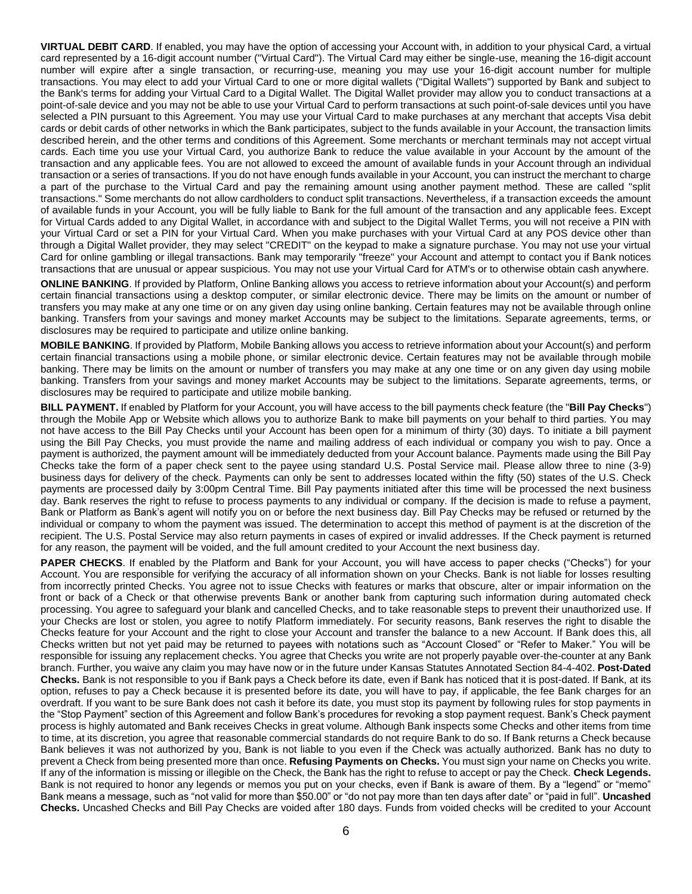**VIRTUAL DEBIT CARD**. If enabled, you may have the option of accessing your Account with, in addition to your physical Card, a virtual card represented by a 16-digit account number ("Virtual Card"). The Virtual Card may either be single-use, meaning the 16-digit account number will expire after a single transaction, or recurring-use, meaning you may use your 16-digit account number for multiple transactions. You may elect to add your Virtual Card to one or more digital wallets ("Digital Wallets") supported by Bank and subject to the Bank's terms for adding your Virtual Card to a Digital Wallet. The Digital Wallet provider may allow you to conduct transactions at a point-of-sale device and you may not be able to use your Virtual Card to perform transactions at such point-of-sale devices until you have selected a PIN pursuant to this Agreement. You may use your Virtual Card to make purchases at any merchant that accepts Visa debit cards or debit cards of other networks in which the Bank participates, subject to the funds available in your Account, the transaction limits described herein, and the other terms and conditions of this Agreement. Some merchants or merchant terminals may not accept virtual cards. Each time you use your Virtual Card, you authorize Bank to reduce the value available in your Account by the amount of the transaction and any applicable fees. You are not allowed to exceed the amount of available funds in your Account through an individual transaction or a series of transactions. If you do not have enough funds available in your Account, you can instruct the merchant to charge a part of the purchase to the Virtual Card and pay the remaining amount using another payment method. These are called "split transactions." Some merchants do not allow cardholders to conduct split transactions. Nevertheless, if a transaction exceeds the amount of available funds in your Account, you will be fully liable to Bank for the full amount of the transaction and any applicable fees. Except for Virtual Cards added to any Digital Wallet, in accordance with and subject to the Digital Wallet Terms, you will not receive a PIN with your Virtual Card or set a PIN for your Virtual Card. When you make purchases with your Virtual Card at any POS device other than through a Digital Wallet provider, they may select "CREDIT" on the keypad to make a signature purchase. You may not use your virtual Card for online gambling or illegal transactions. Bank may temporarily "freeze" your Account and attempt to contact you if Bank notices transactions that are unusual or appear suspicious. You may not use your Virtual Card for ATM's or to otherwise obtain cash anywhere.

**ONLINE BANKING**. If provided by Platform, Online Banking allows you access to retrieve information about your Account(s) and perform certain financial transactions using a desktop computer, or similar electronic device. There may be limits on the amount or number of transfers you may make at any one time or on any given day using online banking. Certain features may not be available through online banking. Transfers from your savings and money market Accounts may be subject to the limitations. Separate agreements, terms, or disclosures may be required to participate and utilize online banking.

**MOBILE BANKING**. If provided by Platform, Mobile Banking allows you access to retrieve information about your Account(s) and perform certain financial transactions using a mobile phone, or similar electronic device. Certain features may not be available through mobile banking. There may be limits on the amount or number of transfers you may make at any one time or on any given day using mobile banking. Transfers from your savings and money market Accounts may be subject to the limitations. Separate agreements, terms, or disclosures may be required to participate and utilize mobile banking.

**BILL PAYMENT.** If enabled by Platform for your Account, you will have access to the bill payments check feature (the "**Bill Pay Checks**") through the Mobile App or Website which allows you to authorize Bank to make bill payments on your behalf to third parties. You may not have access to the Bill Pay Checks until your Account has been open for a minimum of thirty (30) days. To initiate a bill payment using the Bill Pay Checks, you must provide the name and mailing address of each individual or company you wish to pay. Once a payment is authorized, the payment amount will be immediately deducted from your Account balance. Payments made using the Bill Pay Checks take the form of a paper check sent to the payee using standard U.S. Postal Service mail. Please allow three to nine (3-9) business days for delivery of the check. Payments can only be sent to addresses located within the fifty (50) states of the U.S. Check payments are processed daily by 3:00pm Central Time. Bill Pay payments initiated after this time will be processed the next business day. Bank reserves the right to refuse to process payments to any individual or company. If the decision is made to refuse a payment, Bank or Platform as Bank's agent will notify you on or before the next business day. Bill Pay Checks may be refused or returned by the individual or company to whom the payment was issued. The determination to accept this method of payment is at the discretion of the recipient. The U.S. Postal Service may also return payments in cases of expired or invalid addresses. If the Check payment is returned for any reason, the payment will be voided, and the full amount credited to your Account the next business day.

**PAPER CHECKS**. If enabled by the Platform and Bank for your Account, you will have access to paper checks ("Checks") for your Account. You are responsible for verifying the accuracy of all information shown on your Checks. Bank is not liable for losses resulting from incorrectly printed Checks. You agree not to issue Checks with features or marks that obscure, alter or impair information on the front or back of a Check or that otherwise prevents Bank or another bank from capturing such information during automated check processing. You agree to safeguard your blank and cancelled Checks, and to take reasonable steps to prevent their unauthorized use. If your Checks are lost or stolen, you agree to notify Platform immediately. For security reasons, Bank reserves the right to disable the Checks feature for your Account and the right to close your Account and transfer the balance to a new Account. If Bank does this, all Checks written but not yet paid may be returned to payees with notations such as "Account Closed" or "Refer to Maker." You will be responsible for issuing any replacement checks. You agree that Checks you write are not properly payable over-the-counter at any Bank branch. Further, you waive any claim you may have now or in the future under Kansas Statutes Annotated Section 84-4-402. **Post-Dated Checks.** Bank is not responsible to you if Bank pays a Check before its date, even if Bank has noticed that it is post-dated. If Bank, at its option, refuses to pay a Check because it is presented before its date, you will have to pay, if applicable, the fee Bank charges for an overdraft. If you want to be sure Bank does not cash it before its date, you must stop its payment by following rules for stop payments in the "Stop Payment" section of this Agreement and follow Bank's procedures for revoking a stop payment request. Bank's Check payment process is highly automated and Bank receives Checks in great volume. Although Bank inspects some Checks and other items from time to time, at its discretion, you agree that reasonable commercial standards do not require Bank to do so. If Bank returns a Check because Bank believes it was not authorized by you, Bank is not liable to you even if the Check was actually authorized. Bank has no duty to prevent a Check from being presented more than once. **Refusing Payments on Checks.** You must sign your name on Checks you write. If any of the information is missing or illegible on the Check, the Bank has the right to refuse to accept or pay the Check. **Check Legends.** Bank is not required to honor any legends or memos you put on your checks, even if Bank is aware of them. By a "legend" or "memo" Bank means a message, such as "not valid for more than $50.00" or "do not pay more than ten days after date" or "paid in full". **Uncashed Checks.** Uncashed Checks and Bill Pay Checks are voided after 180 days. Funds from voided checks will be credited to your Account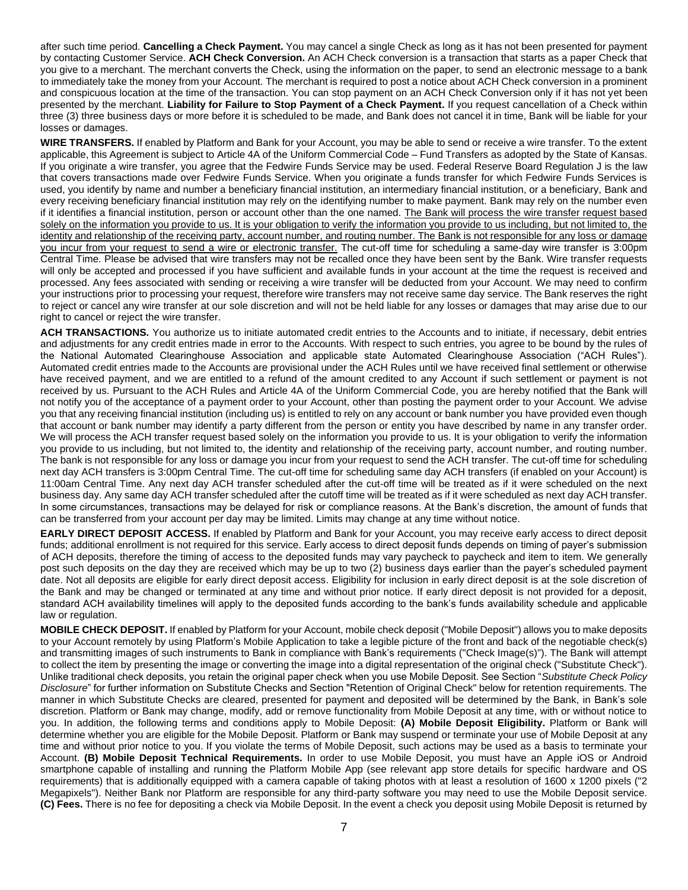after such time period. **Cancelling a Check Payment.** You may cancel a single Check as long as it has not been presented for payment by contacting Customer Service. **ACH Check Conversion.** An ACH Check conversion is a transaction that starts as a paper Check that you give to a merchant. The merchant converts the Check, using the information on the paper, to send an electronic message to a bank to immediately take the money from your Account. The merchant is required to post a notice about ACH Check conversion in a prominent and conspicuous location at the time of the transaction. You can stop payment on an ACH Check Conversion only if it has not yet been presented by the merchant. **Liability for Failure to Stop Payment of a Check Payment.** If you request cancellation of a Check within three (3) three business days or more before it is scheduled to be made, and Bank does not cancel it in time, Bank will be liable for your losses or damages.

**WIRE TRANSFERS.** If enabled by Platform and Bank for your Account, you may be able to send or receive a wire transfer. To the extent applicable, this Agreement is subject to Article 4A of the Uniform Commercial Code – Fund Transfers as adopted by the State of Kansas. If you originate a wire transfer, you agree that the Fedwire Funds Service may be used. Federal Reserve Board Regulation J is the law that covers transactions made over Fedwire Funds Service. When you originate a funds transfer for which Fedwire Funds Services is used, you identify by name and number a beneficiary financial institution, an intermediary financial institution, or a beneficiary, Bank and every receiving beneficiary financial institution may rely on the identifying number to make payment. Bank may rely on the number even if it identifies a financial institution, person or account other than the one named. <u>The Bank will process the wire transfer request based solely on the information you provide to us. It is your obligation to verify the information you provide to us including, but not limited to, the identity and relationship of the receiving party, account number, and routing number. The Bank is not responsible for any loss or damage you incur from your request to send a wire or electronic transfer.</u> The cut-off time for scheduling a same-day wire transfer is 3:00pm Central Time. Please be advised that wire transfers may not be recalled once they have been sent by the Bank. Wire transfer requests will only be accepted and processed if you have sufficient and available funds in your account at the time the request is received and processed. Any fees associated with sending or receiving a wire transfer will be deducted from your Account. We may need to confirm your instructions prior to processing your request, therefore wire transfers may not receive same day service. The Bank reserves the right to reject or cancel any wire transfer at our sole discretion and will not be held liable for any losses or damages that may arise due to our right to cancel or reject the wire transfer.

**ACH TRANSACTIONS.** You authorize us to initiate automated credit entries to the Accounts and to initiate, if necessary, debit entries and adjustments for any credit entries made in error to the Accounts. With respect to such entries, you agree to be bound by the rules of the National Automated Clearinghouse Association and applicable state Automated Clearinghouse Association ("ACH Rules"). Automated credit entries made to the Accounts are provisional under the ACH Rules until we have received final settlement or otherwise have received payment, and we are entitled to a refund of the amount credited to any Account if such settlement or payment is not received by us. Pursuant to the ACH Rules and Article 4A of the Uniform Commercial Code, you are hereby notified that the Bank will not notify you of the acceptance of a payment order to your Account, other than posting the payment order to your Account. We advise you that any receiving financial institution (including us) is entitled to rely on any account or bank number you have provided even though that account or bank number may identify a party different from the person or entity you have described by name in any transfer order. We will process the ACH transfer request based solely on the information you provide to us. It is your obligation to verify the information you provide to us including, but not limited to, the identity and relationship of the receiving party, account number, and routing number. The bank is not responsible for any loss or damage you incur from your request to send the ACH transfer. The cut-off time for scheduling next day ACH transfers is 3:00pm Central Time. The cut-off time for scheduling same day ACH transfers (if enabled on your Account) is 11:00am Central Time. Any next day ACH transfer scheduled after the cut-off time will be treated as if it were scheduled on the next business day. Any same day ACH transfer scheduled after the cutoff time will be treated as if it were scheduled as next day ACH transfer. In some circumstances, transactions may be delayed for risk or compliance reasons. At the Bank's discretion, the amount of funds that can be transferred from your account per day may be limited. Limits may change at any time without notice.

**EARLY DIRECT DEPOSIT ACCESS.** If enabled by Platform and Bank for your Account, you may receive early access to direct deposit funds; additional enrollment is not required for this service. Early access to direct deposit funds depends on timing of payer's submission of ACH deposits, therefore the timing of access to the deposited funds may vary paycheck to paycheck and item to item. We generally post such deposits on the day they are received which may be up to two (2) business days earlier than the payer's scheduled payment date. Not all deposits are eligible for early direct deposit access. Eligibility for inclusion in early direct deposit is at the sole discretion of the Bank and may be changed or terminated at any time and without prior notice. If early direct deposit is not provided for a deposit, standard ACH availability timelines will apply to the deposited funds according to the bank's funds availability schedule and applicable law or regulation.

**MOBILE CHECK DEPOSIT.** If enabled by Platform for your Account, mobile check deposit ("Mobile Deposit") allows you to make deposits to your Account remotely by using Platform's Mobile Application to take a legible picture of the front and back of the negotiable check(s) and transmitting images of such instruments to Bank in compliance with Bank's requirements ("Check Image(s)"). The Bank will attempt to collect the item by presenting the image or converting the image into a digital representation of the original check ("Substitute Check"). Unlike traditional check deposits, you retain the original paper check when you use Mobile Deposit. See Section "*Substitute Check Policy Disclosure*" for further information on Substitute Checks and Section "Retention of Original Check" below for retention requirements. The manner in which Substitute Checks are cleared, presented for payment and deposited will be determined by the Bank, in Bank's sole discretion. Platform or Bank may change, modify, add or remove functionality from Mobile Deposit at any time, with or without notice to you. In addition, the following terms and conditions apply to Mobile Deposit: **(A) Mobile Deposit Eligibility.** Platform or Bank will determine whether you are eligible for the Mobile Deposit. Platform or Bank may suspend or terminate your use of Mobile Deposit at any time and without prior notice to you. If you violate the terms of Mobile Deposit, such actions may be used as a basis to terminate your Account. **(B) Mobile Deposit Technical Requirements.** In order to use Mobile Deposit, you must have an Apple iOS or Android smartphone capable of installing and running the Platform Mobile App (see relevant app store details for specific hardware and OS requirements) that is additionally equipped with a camera capable of taking photos with at least a resolution of 1600 x 1200 pixels ("2 Megapixels"). Neither Bank nor Platform are responsible for any third-party software you may need to use the Mobile Deposit service. **(C) Fees.** There is no fee for depositing a check via Mobile Deposit. In the event a check you deposit using Mobile Deposit is returned by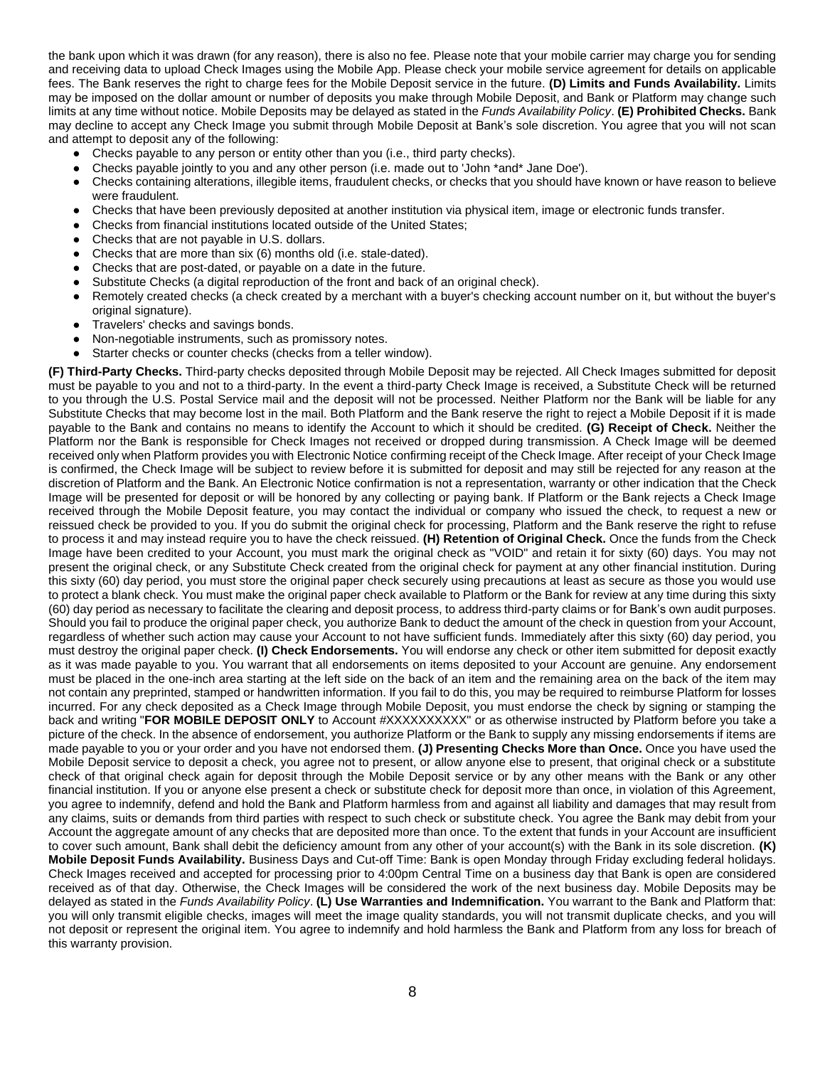the bank upon which it was drawn (for any reason), there is also no fee. Please note that your mobile carrier may charge you for sending and receiving data to upload Check Images using the Mobile App. Please check your mobile service agreement for details on applicable fees. The Bank reserves the right to charge fees for the Mobile Deposit service in the future. **(D) Limits and Funds Availability.** Limits may be imposed on the dollar amount or number of deposits you make through Mobile Deposit, and Bank or Platform may change such limits at any time without notice. Mobile Deposits may be delayed as stated in the *Funds Availability Policy*. **(E) Prohibited Checks.** Bank may decline to accept any Check Image you submit through Mobile Deposit at Bank's sole discretion. You agree that you will not scan and attempt to deposit any of the following:

- Checks payable to any person or entity other than you (i.e., third party checks).
- Checks payable jointly to you and any other person (i.e. made out to 'John *and* Jane Doe').
- Checks containing alterations, illegible items, fraudulent checks, or checks that you should have known or have reason to believe were fraudulent.
- Checks that have been previously deposited at another institution via physical item, image or electronic funds transfer.
- Checks from financial institutions located outside of the United States;
- Checks that are not payable in U.S. dollars.
- Checks that are more than six (6) months old (i.e. stale-dated).
- Checks that are post-dated, or payable on a date in the future.
- Substitute Checks (a digital reproduction of the front and back of an original check).
- Remotely created checks (a check created by a merchant with a buyer's checking account number on it, but without the buyer's original signature).
- Travelers' checks and savings bonds.
- Non-negotiable instruments, such as promissory notes.
- Starter checks or counter checks (checks from a teller window).

**(F) Third-Party Checks.** Third-party checks deposited through Mobile Deposit may be rejected. All Check Images submitted for deposit must be payable to you and not to a third-party. In the event a third-party Check Image is received, a Substitute Check will be returned to you through the U.S. Postal Service mail and the deposit will not be processed. Neither Platform nor the Bank will be liable for any Substitute Checks that may become lost in the mail. Both Platform and the Bank reserve the right to reject a Mobile Deposit if it is made payable to the Bank and contains no means to identify the Account to which it should be credited. **(G) Receipt of Check.** Neither the Platform nor the Bank is responsible for Check Images not received or dropped during transmission. A Check Image will be deemed received only when Platform provides you with Electronic Notice confirming receipt of the Check Image. After receipt of your Check Image is confirmed, the Check Image will be subject to review before it is submitted for deposit and may still be rejected for any reason at the discretion of Platform and the Bank. An Electronic Notice confirmation is not a representation, warranty or other indication that the Check Image will be presented for deposit or will be honored by any collecting or paying bank. If Platform or the Bank rejects a Check Image received through the Mobile Deposit feature, you may contact the individual or company who issued the check, to request a new or reissued check be provided to you. If you do submit the original check for processing, Platform and the Bank reserve the right to refuse to process it and may instead require you to have the check reissued. **(H) Retention of Original Check.** Once the funds from the Check Image have been credited to your Account, you must mark the original check as "VOID" and retain it for sixty (60) days. You may not present the original check, or any Substitute Check created from the original check for payment at any other financial institution. During this sixty (60) day period, you must store the original paper check securely using precautions at least as secure as those you would use to protect a blank check. You must make the original paper check available to Platform or the Bank for review at any time during this sixty (60) day period as necessary to facilitate the clearing and deposit process, to address third-party claims or for Bank's own audit purposes. Should you fail to produce the original paper check, you authorize Bank to deduct the amount of the check in question from your Account, regardless of whether such action may cause your Account to not have sufficient funds. Immediately after this sixty (60) day period, you must destroy the original paper check. **(I) Check Endorsements.** You will endorse any check or other item submitted for deposit exactly as it was made payable to you. You warrant that all endorsements on items deposited to your Account are genuine. Any endorsement must be placed in the one-inch area starting at the left side on the back of an item and the remaining area on the back of the item may not contain any preprinted, stamped or handwritten information. If you fail to do this, you may be required to reimburse Platform for losses incurred. For any check deposited as a Check Image through Mobile Deposit, you must endorse the check by signing or stamping the back and writing "**FOR MOBILE DEPOSIT ONLY** to Account #XXXXXXXXXX" or as otherwise instructed by Platform before you take a picture of the check. In the absence of endorsement, you authorize Platform or the Bank to supply any missing endorsements if items are made payable to you or your order and you have not endorsed them. **(J) Presenting Checks More than Once.** Once you have used the Mobile Deposit service to deposit a check, you agree not to present, or allow anyone else to present, that original check or a substitute check of that original check again for deposit through the Mobile Deposit service or by any other means with the Bank or any other financial institution. If you or anyone else present a check or substitute check for deposit more than once, in violation of this Agreement, you agree to indemnify, defend and hold the Bank and Platform harmless from and against all liability and damages that may result from any claims, suits or demands from third parties with respect to such check or substitute check. You agree the Bank may debit from your Account the aggregate amount of any checks that are deposited more than once. To the extent that funds in your Account are insufficient to cover such amount, Bank shall debit the deficiency amount from any other of your account(s) with the Bank in its sole discretion. **(K) Mobile Deposit Funds Availability.** Business Days and Cut-off Time: Bank is open Monday through Friday excluding federal holidays. Check Images received and accepted for processing prior to 4:00pm Central Time on a business day that Bank is open are considered received as of that day. Otherwise, the Check Images will be considered the work of the next business day. Mobile Deposits may be delayed as stated in the *Funds Availability Policy*. **(L) Use Warranties and Indemnification.** You warrant to the Bank and Platform that: you will only transmit eligible checks, images will meet the image quality standards, you will not transmit duplicate checks, and you will not deposit or represent the original item. You agree to indemnify and hold harmless the Bank and Platform from any loss for breach of this warranty provision.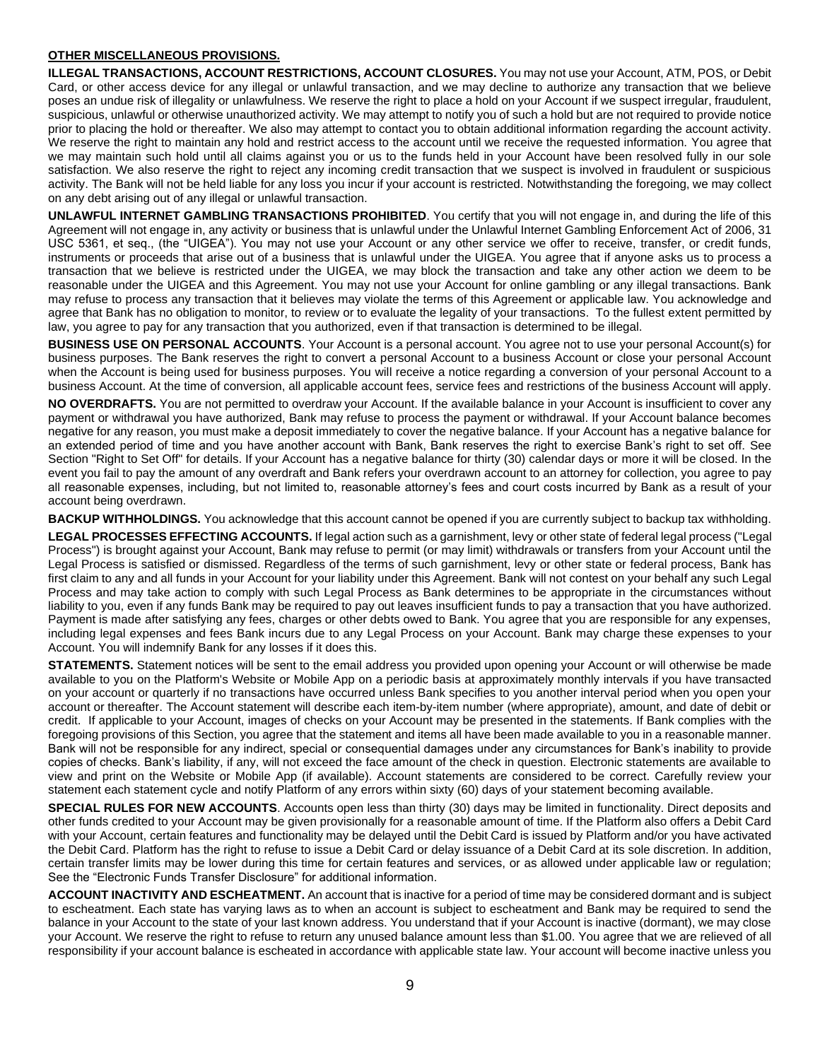**OTHER MISCELLANEOUS PROVISIONS.**

**ILLEGAL TRANSACTIONS, ACCOUNT RESTRICTIONS, ACCOUNT CLOSURES.** You may not use your Account, ATM, POS, or Debit Card, or other access device for any illegal or unlawful transaction, and we may decline to authorize any transaction that we believe poses an undue risk of illegality or unlawfulness. We reserve the right to place a hold on your Account if we suspect irregular, fraudulent, suspicious, unlawful or otherwise unauthorized activity. We may attempt to notify you of such a hold but are not required to provide notice prior to placing the hold or thereafter. We also may attempt to contact you to obtain additional information regarding the account activity. We reserve the right to maintain any hold and restrict access to the account until we receive the requested information. You agree that we may maintain such hold until all claims against you or us to the funds held in your Account have been resolved fully in our sole satisfaction. We also reserve the right to reject any incoming credit transaction that we suspect is involved in fraudulent or suspicious activity. The Bank will not be held liable for any loss you incur if your account is restricted. Notwithstanding the foregoing, we may collect on any debt arising out of any illegal or unlawful transaction.

**UNLAWFUL INTERNET GAMBLING TRANSACTIONS PROHIBITED**. You certify that you will not engage in, and during the life of this Agreement will not engage in, any activity or business that is unlawful under the Unlawful Internet Gambling Enforcement Act of 2006, 31 USC 5361, et seq., (the "UIGEA"). You may not use your Account or any other service we offer to receive, transfer, or credit funds, instruments or proceeds that arise out of a business that is unlawful under the UIGEA. You agree that if anyone asks us to process a transaction that we believe is restricted under the UIGEA, we may block the transaction and take any other action we deem to be reasonable under the UIGEA and this Agreement. You may not use your Account for online gambling or any illegal transactions. Bank may refuse to process any transaction that it believes may violate the terms of this Agreement or applicable law. You acknowledge and agree that Bank has no obligation to monitor, to review or to evaluate the legality of your transactions. To the fullest extent permitted by law, you agree to pay for any transaction that you authorized, even if that transaction is determined to be illegal.

**BUSINESS USE ON PERSONAL ACCOUNTS**. Your Account is a personal account. You agree not to use your personal Account(s) for business purposes. The Bank reserves the right to convert a personal Account to a business Account or close your personal Account when the Account is being used for business purposes. You will receive a notice regarding a conversion of your personal Account to a business Account. At the time of conversion, all applicable account fees, service fees and restrictions of the business Account will apply.

**NO OVERDRAFTS.** You are not permitted to overdraw your Account. If the available balance in your Account is insufficient to cover any payment or withdrawal you have authorized, Bank may refuse to process the payment or withdrawal. If your Account balance becomes negative for any reason, you must make a deposit immediately to cover the negative balance. If your Account has a negative balance for an extended period of time and you have another account with Bank, Bank reserves the right to exercise Bank's right to set off. See Section "Right to Set Off" for details. If your Account has a negative balance for thirty (30) calendar days or more it will be closed. In the event you fail to pay the amount of any overdraft and Bank refers your overdrawn account to an attorney for collection, you agree to pay all reasonable expenses, including, but not limited to, reasonable attorney's fees and court costs incurred by Bank as a result of your account being overdrawn.

**BACKUP WITHHOLDINGS.** You acknowledge that this account cannot be opened if you are currently subject to backup tax withholding.

**LEGAL PROCESSES EFFECTING ACCOUNTS.** If legal action such as a garnishment, levy or other state of federal legal process ("Legal Process") is brought against your Account, Bank may refuse to permit (or may limit) withdrawals or transfers from your Account until the Legal Process is satisfied or dismissed. Regardless of the terms of such garnishment, levy or other state or federal process, Bank has first claim to any and all funds in your Account for your liability under this Agreement. Bank will not contest on your behalf any such Legal Process and may take action to comply with such Legal Process as Bank determines to be appropriate in the circumstances without liability to you, even if any funds Bank may be required to pay out leaves insufficient funds to pay a transaction that you have authorized. Payment is made after satisfying any fees, charges or other debts owed to Bank. You agree that you are responsible for any expenses, including legal expenses and fees Bank incurs due to any Legal Process on your Account. Bank may charge these expenses to your Account. You will indemnify Bank for any losses if it does this.

**STATEMENTS.** Statement notices will be sent to the email address you provided upon opening your Account or will otherwise be made available to you on the Platform's Website or Mobile App on a periodic basis at approximately monthly intervals if you have transacted on your account or quarterly if no transactions have occurred unless Bank specifies to you another interval period when you open your account or thereafter. The Account statement will describe each item-by-item number (where appropriate), amount, and date of debit or credit. If applicable to your Account, images of checks on your Account may be presented in the statements. If Bank complies with the foregoing provisions of this Section, you agree that the statement and items all have been made available to you in a reasonable manner. Bank will not be responsible for any indirect, special or consequential damages under any circumstances for Bank's inability to provide copies of checks. Bank's liability, if any, will not exceed the face amount of the check in question. Electronic statements are available to view and print on the Website or Mobile App (if available). Account statements are considered to be correct. Carefully review your statement each statement cycle and notify Platform of any errors within sixty (60) days of your statement becoming available.

**SPECIAL RULES FOR NEW ACCOUNTS**. Accounts open less than thirty (30) days may be limited in functionality. Direct deposits and other funds credited to your Account may be given provisionally for a reasonable amount of time. If the Platform also offers a Debit Card with your Account, certain features and functionality may be delayed until the Debit Card is issued by Platform and/or you have activated the Debit Card. Platform has the right to refuse to issue a Debit Card or delay issuance of a Debit Card at its sole discretion. In addition, certain transfer limits may be lower during this time for certain features and services, or as allowed under applicable law or regulation; See the "Electronic Funds Transfer Disclosure" for additional information.

**ACCOUNT INACTIVITY AND ESCHEATMENT.** An account that is inactive for a period of time may be considered dormant and is subject to escheatment. Each state has varying laws as to when an account is subject to escheatment and Bank may be required to send the balance in your Account to the state of your last known address. You understand that if your Account is inactive (dormant), we may close your Account. We reserve the right to refuse to return any unused balance amount less than $1.00. You agree that we are relieved of all responsibility if your account balance is escheated in accordance with applicable state law. Your account will become inactive unless you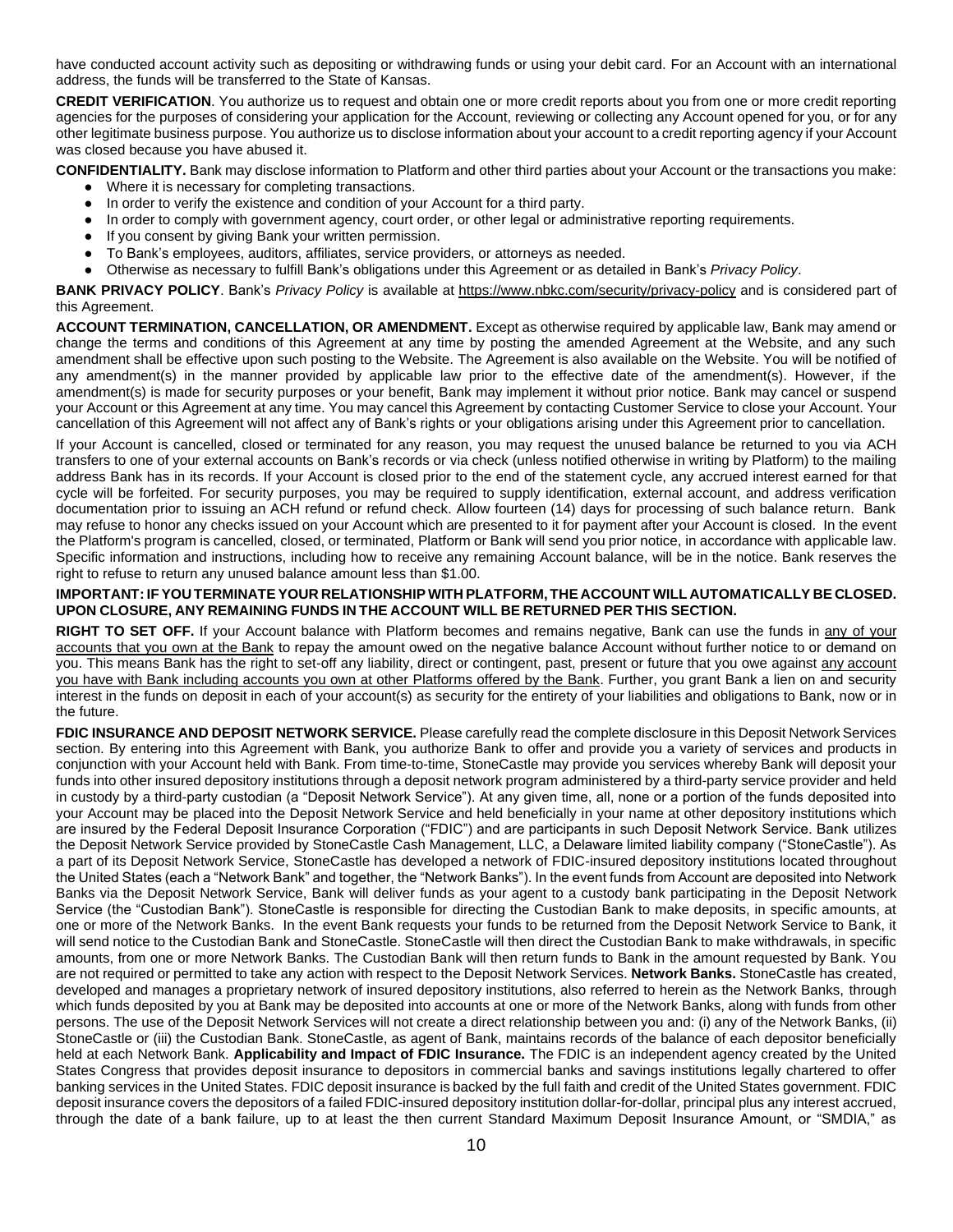have conducted account activity such as depositing or withdrawing funds or using your debit card. For an Account with an international address, the funds will be transferred to the State of Kansas.

**CREDIT VERIFICATION**. You authorize us to request and obtain one or more credit reports about you from one or more credit reporting agencies for the purposes of considering your application for the Account, reviewing or collecting any Account opened for you, or for any other legitimate business purpose. You authorize us to disclose information about your account to a credit reporting agency if your Account was closed because you have abused it.

**CONFIDENTIALITY.** Bank may disclose information to Platform and other third parties about your Account or the transactions you make:

- Where it is necessary for completing transactions.
- In order to verify the existence and condition of your Account for a third party.
- In order to comply with government agency, court order, or other legal or administrative reporting requirements.
- If you consent by giving Bank your written permission.
- To Bank's employees, auditors, affiliates, service providers, or attorneys as needed.
- Otherwise as necessary to fulfill Bank's obligations under this Agreement or as detailed in Bank's *Privacy Policy*.

**BANK PRIVACY POLICY**. Bank's *Privacy Policy* is available at https://www.nbkc.com/security/privacy-policy and is considered part of this Agreement.

**ACCOUNT TERMINATION, CANCELLATION, OR AMENDMENT.** Except as otherwise required by applicable law, Bank may amend or change the terms and conditions of this Agreement at any time by posting the amended Agreement at the Website, and any such amendment shall be effective upon such posting to the Website. The Agreement is also available on the Website. You will be notified of any amendment(s) in the manner provided by applicable law prior to the effective date of the amendment(s). However, if the amendment(s) is made for security purposes or your benefit, Bank may implement it without prior notice. Bank may cancel or suspend your Account or this Agreement at any time. You may cancel this Agreement by contacting Customer Service to close your Account. Your cancellation of this Agreement will not affect any of Bank's rights or your obligations arising under this Agreement prior to cancellation.

If your Account is cancelled, closed or terminated for any reason, you may request the unused balance be returned to you via ACH transfers to one of your external accounts on Bank's records or via check (unless notified otherwise in writing by Platform) to the mailing address Bank has in its records. If your Account is closed prior to the end of the statement cycle, any accrued interest earned for that cycle will be forfeited. For security purposes, you may be required to supply identification, external account, and address verification documentation prior to issuing an ACH refund or refund check. Allow fourteen (14) days for processing of such balance return. Bank may refuse to honor any checks issued on your Account which are presented to it for payment after your Account is closed. In the event the Platform's program is cancelled, closed, or terminated, Platform or Bank will send you prior notice, in accordance with applicable law. Specific information and instructions, including how to receive any remaining Account balance, will be in the notice. Bank reserves the right to refuse to return any unused balance amount less than $1.00.

**IMPORTANT: IF YOU TERMINATE YOUR RELATIONSHIP WITH PLATFORM, THE ACCOUNT WILL AUTOMATICALLY BE CLOSED. UPON CLOSURE, ANY REMAINING FUNDS IN THE ACCOUNT WILL BE RETURNED PER THIS SECTION.**

**RIGHT TO SET OFF.** If your Account balance with Platform becomes and remains negative, Bank can use the funds in any of your accounts that you own at the Bank to repay the amount owed on the negative balance Account without further notice to or demand on you. This means Bank has the right to set-off any liability, direct or contingent, past, present or future that you owe against any account you have with Bank including accounts you own at other Platforms offered by the Bank. Further, you grant Bank a lien on and security interest in the funds on deposit in each of your account(s) as security for the entirety of your liabilities and obligations to Bank, now or in the future.

**FDIC INSURANCE AND DEPOSIT NETWORK SERVICE.** Please carefully read the complete disclosure in this Deposit Network Services section. By entering into this Agreement with Bank, you authorize Bank to offer and provide you a variety of services and products in conjunction with your Account held with Bank. From time-to-time, StoneCastle may provide you services whereby Bank will deposit your funds into other insured depository institutions through a deposit network program administered by a third-party service provider and held in custody by a third-party custodian (a "Deposit Network Service"). At any given time, all, none or a portion of the funds deposited into your Account may be placed into the Deposit Network Service and held beneficially in your name at other depository institutions which are insured by the Federal Deposit Insurance Corporation ("FDIC") and are participants in such Deposit Network Service. Bank utilizes the Deposit Network Service provided by StoneCastle Cash Management, LLC, a Delaware limited liability company ("StoneCastle"). As a part of its Deposit Network Service, StoneCastle has developed a network of FDIC-insured depository institutions located throughout the United States (each a "Network Bank" and together, the "Network Banks"). In the event funds from Account are deposited into Network Banks via the Deposit Network Service, Bank will deliver funds as your agent to a custody bank participating in the Deposit Network Service (the "Custodian Bank"). StoneCastle is responsible for directing the Custodian Bank to make deposits, in specific amounts, at one or more of the Network Banks. In the event Bank requests your funds to be returned from the Deposit Network Service to Bank, it will send notice to the Custodian Bank and StoneCastle. StoneCastle will then direct the Custodian Bank to make withdrawals, in specific amounts, from one or more Network Banks. The Custodian Bank will then return funds to Bank in the amount requested by Bank. You are not required or permitted to take any action with respect to the Deposit Network Services. **Network Banks.** StoneCastle has created, developed and manages a proprietary network of insured depository institutions, also referred to herein as the Network Banks, through which funds deposited by you at Bank may be deposited into accounts at one or more of the Network Banks, along with funds from other persons. The use of the Deposit Network Services will not create a direct relationship between you and: (i) any of the Network Banks, (ii) StoneCastle or (iii) the Custodian Bank. StoneCastle, as agent of Bank, maintains records of the balance of each depositor beneficially held at each Network Bank. **Applicability and Impact of FDIC Insurance.** The FDIC is an independent agency created by the United States Congress that provides deposit insurance to depositors in commercial banks and savings institutions legally chartered to offer banking services in the United States. FDIC deposit insurance is backed by the full faith and credit of the United States government. FDIC deposit insurance covers the depositors of a failed FDIC-insured depository institution dollar-for-dollar, principal plus any interest accrued, through the date of a bank failure, up to at least the then current Standard Maximum Deposit Insurance Amount, or "SMDIA," as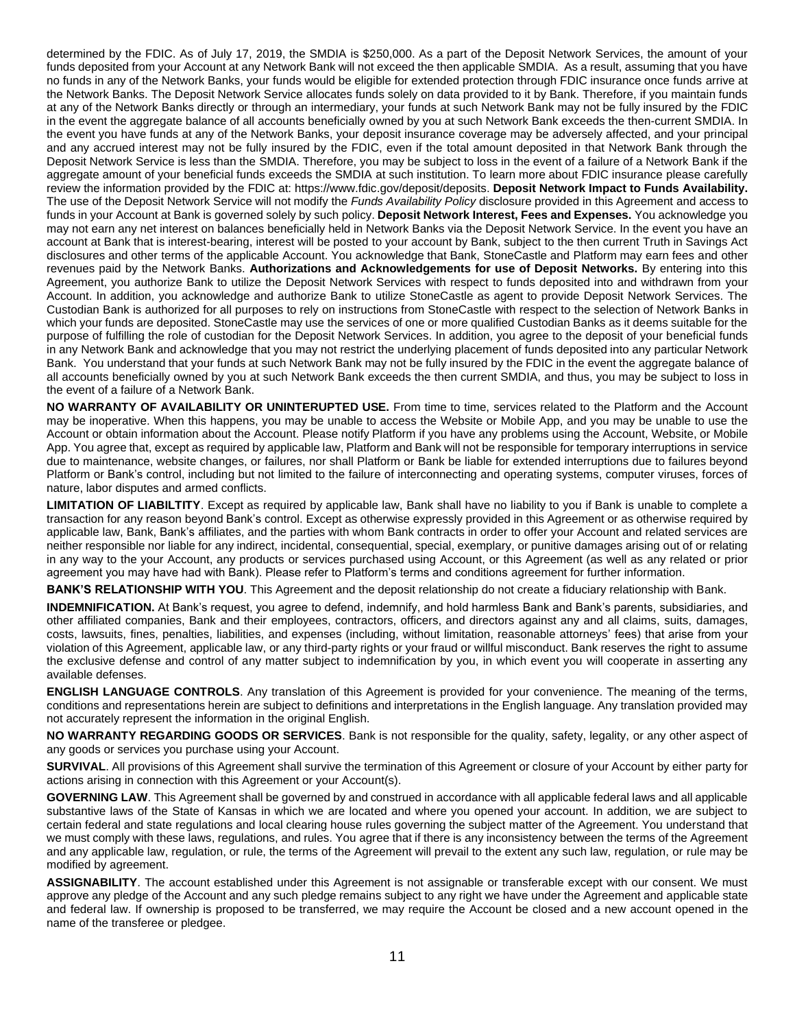determined by the FDIC. As of July 17, 2019, the SMDIA is $250,000. As a part of the Deposit Network Services, the amount of your funds deposited from your Account at any Network Bank will not exceed the then applicable SMDIA. As a result, assuming that you have no funds in any of the Network Banks, your funds would be eligible for extended protection through FDIC insurance once funds arrive at the Network Banks. The Deposit Network Service allocates funds solely on data provided to it by Bank. Therefore, if you maintain funds at any of the Network Banks directly or through an intermediary, your funds at such Network Bank may not be fully insured by the FDIC in the event the aggregate balance of all accounts beneficially owned by you at such Network Bank exceeds the then-current SMDIA. In the event you have funds at any of the Network Banks, your deposit insurance coverage may be adversely affected, and your principal and any accrued interest may not be fully insured by the FDIC, even if the total amount deposited in that Network Bank through the Deposit Network Service is less than the SMDIA. Therefore, you may be subject to loss in the event of a failure of a Network Bank if the aggregate amount of your beneficial funds exceeds the SMDIA at such institution. To learn more about FDIC insurance please carefully review the information provided by the FDIC at: https://www.fdic.gov/deposit/deposits. **Deposit Network Impact to Funds Availability.** The use of the Deposit Network Service will not modify the *Funds Availability Policy* disclosure provided in this Agreement and access to funds in your Account at Bank is governed solely by such policy. **Deposit Network Interest, Fees and Expenses.** You acknowledge you may not earn any net interest on balances beneficially held in Network Banks via the Deposit Network Service. In the event you have an account at Bank that is interest-bearing, interest will be posted to your account by Bank, subject to the then current Truth in Savings Act disclosures and other terms of the applicable Account. You acknowledge that Bank, StoneCastle and Platform may earn fees and other revenues paid by the Network Banks. **Authorizations and Acknowledgements for use of Deposit Networks.** By entering into this Agreement, you authorize Bank to utilize the Deposit Network Services with respect to funds deposited into and withdrawn from your Account. In addition, you acknowledge and authorize Bank to utilize StoneCastle as agent to provide Deposit Network Services. The Custodian Bank is authorized for all purposes to rely on instructions from StoneCastle with respect to the selection of Network Banks in which your funds are deposited. StoneCastle may use the services of one or more qualified Custodian Banks as it deems suitable for the purpose of fulfilling the role of custodian for the Deposit Network Services. In addition, you agree to the deposit of your beneficial funds in any Network Bank and acknowledge that you may not restrict the underlying placement of funds deposited into any particular Network Bank. You understand that your funds at such Network Bank may not be fully insured by the FDIC in the event the aggregate balance of all accounts beneficially owned by you at such Network Bank exceeds the then current SMDIA, and thus, you may be subject to loss in the event of a failure of a Network Bank.

**NO WARRANTY OF AVAILABILITY OR UNINTERUPTED USE.** From time to time, services related to the Platform and the Account may be inoperative. When this happens, you may be unable to access the Website or Mobile App, and you may be unable to use the Account or obtain information about the Account. Please notify Platform if you have any problems using the Account, Website, or Mobile App. You agree that, except as required by applicable law, Platform and Bank will not be responsible for temporary interruptions in service due to maintenance, website changes, or failures, nor shall Platform or Bank be liable for extended interruptions due to failures beyond Platform or Bank's control, including but not limited to the failure of interconnecting and operating systems, computer viruses, forces of nature, labor disputes and armed conflicts.

**LIMITATION OF LIABILTITY**. Except as required by applicable law, Bank shall have no liability to you if Bank is unable to complete a transaction for any reason beyond Bank's control. Except as otherwise expressly provided in this Agreement or as otherwise required by applicable law, Bank, Bank's affiliates, and the parties with whom Bank contracts in order to offer your Account and related services are neither responsible nor liable for any indirect, incidental, consequential, special, exemplary, or punitive damages arising out of or relating in any way to the your Account, any products or services purchased using Account, or this Agreement (as well as any related or prior agreement you may have had with Bank). Please refer to Platform's terms and conditions agreement for further information.

**BANK'S RELATIONSHIP WITH YOU**. This Agreement and the deposit relationship do not create a fiduciary relationship with Bank.

**INDEMNIFICATION.** At Bank's request, you agree to defend, indemnify, and hold harmless Bank and Bank's parents, subsidiaries, and other affiliated companies, Bank and their employees, contractors, officers, and directors against any and all claims, suits, damages, costs, lawsuits, fines, penalties, liabilities, and expenses (including, without limitation, reasonable attorneys' fees) that arise from your violation of this Agreement, applicable law, or any third-party rights or your fraud or willful misconduct. Bank reserves the right to assume the exclusive defense and control of any matter subject to indemnification by you, in which event you will cooperate in asserting any available defenses.

**ENGLISH LANGUAGE CONTROLS**. Any translation of this Agreement is provided for your convenience. The meaning of the terms, conditions and representations herein are subject to definitions and interpretations in the English language. Any translation provided may not accurately represent the information in the original English.

**NO WARRANTY REGARDING GOODS OR SERVICES**. Bank is not responsible for the quality, safety, legality, or any other aspect of any goods or services you purchase using your Account.

**SURVIVAL**. All provisions of this Agreement shall survive the termination of this Agreement or closure of your Account by either party for actions arising in connection with this Agreement or your Account(s).

**GOVERNING LAW**. This Agreement shall be governed by and construed in accordance with all applicable federal laws and all applicable substantive laws of the State of Kansas in which we are located and where you opened your account. In addition, we are subject to certain federal and state regulations and local clearing house rules governing the subject matter of the Agreement. You understand that we must comply with these laws, regulations, and rules. You agree that if there is any inconsistency between the terms of the Agreement and any applicable law, regulation, or rule, the terms of the Agreement will prevail to the extent any such law, regulation, or rule may be modified by agreement.

**ASSIGNABILITY**. The account established under this Agreement is not assignable or transferable except with our consent. We must approve any pledge of the Account and any such pledge remains subject to any right we have under the Agreement and applicable state and federal law. If ownership is proposed to be transferred, we may require the Account be closed and a new account opened in the name of the transferee or pledgee.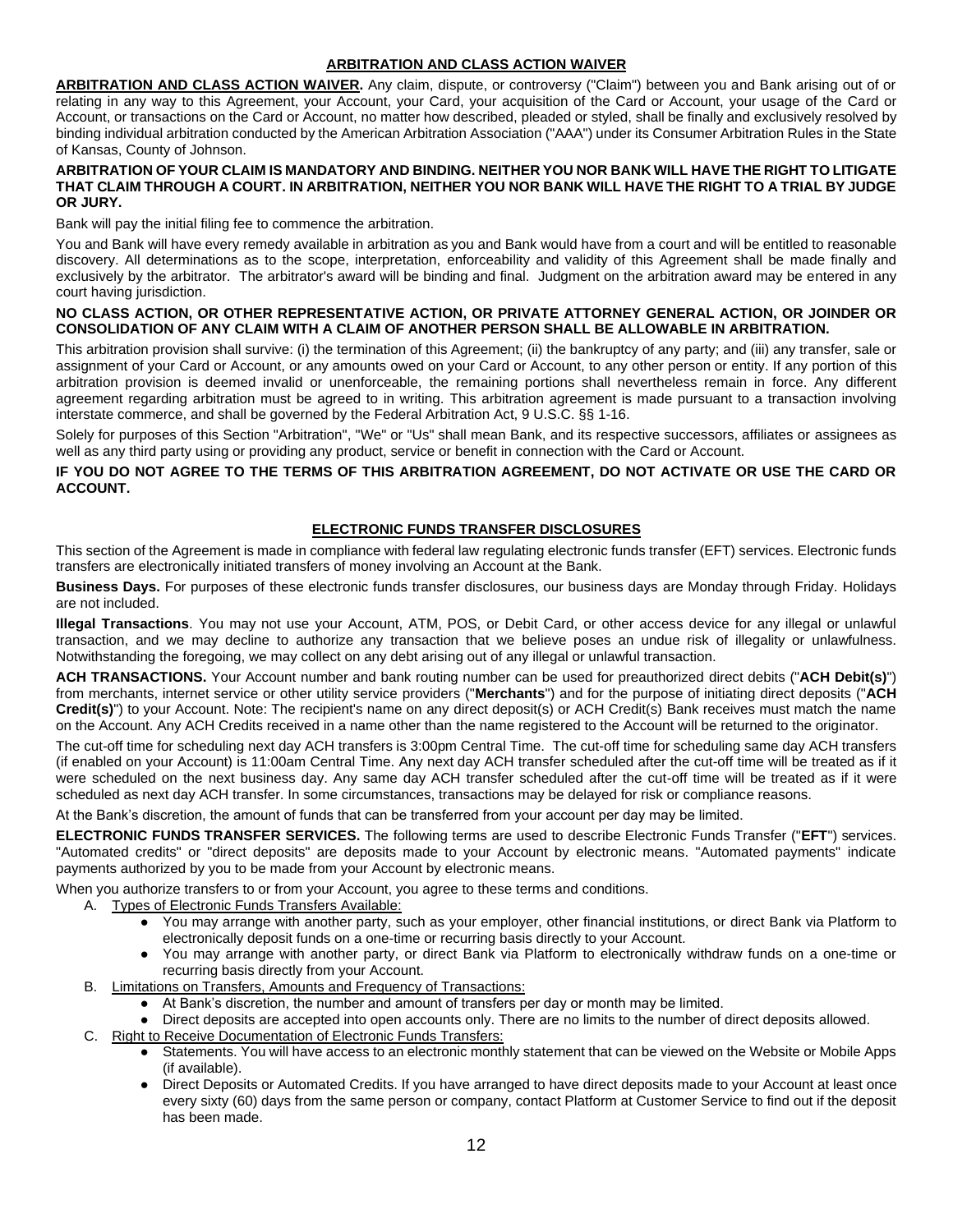## ARBITRATION AND CLASS ACTION WAIVER

**ARBITRATION AND CLASS ACTION WAIVER.** Any claim, dispute, or controversy ("Claim") between you and Bank arising out of or relating in any way to this Agreement, your Account, your Card, your acquisition of the Card or Account, your usage of the Card or Account, or transactions on the Card or Account, no matter how described, pleaded or styled, shall be finally and exclusively resolved by binding individual arbitration conducted by the American Arbitration Association ("AAA") under its Consumer Arbitration Rules in the State of Kansas, County of Johnson.

**ARBITRATION OF YOUR CLAIM IS MANDATORY AND BINDING. NEITHER YOU NOR BANK WILL HAVE THE RIGHT TO LITIGATE THAT CLAIM THROUGH A COURT. IN ARBITRATION, NEITHER YOU NOR BANK WILL HAVE THE RIGHT TO A TRIAL BY JUDGE OR JURY.**

Bank will pay the initial filing fee to commence the arbitration.

You and Bank will have every remedy available in arbitration as you and Bank would have from a court and will be entitled to reasonable discovery. All determinations as to the scope, interpretation, enforceability and validity of this Agreement shall be made finally and exclusively by the arbitrator. The arbitrator's award will be binding and final. Judgment on the arbitration award may be entered in any court having jurisdiction.

**NO CLASS ACTION, OR OTHER REPRESENTATIVE ACTION, OR PRIVATE ATTORNEY GENERAL ACTION, OR JOINDER OR CONSOLIDATION OF ANY CLAIM WITH A CLAIM OF ANOTHER PERSON SHALL BE ALLOWABLE IN ARBITRATION.**

This arbitration provision shall survive: (i) the termination of this Agreement; (ii) the bankruptcy of any party; and (iii) any transfer, sale or assignment of your Card or Account, or any amounts owed on your Card or Account, to any other person or entity. If any portion of this arbitration provision is deemed invalid or unenforceable, the remaining portions shall nevertheless remain in force. Any different agreement regarding arbitration must be agreed to in writing. This arbitration agreement is made pursuant to a transaction involving interstate commerce, and shall be governed by the Federal Arbitration Act, 9 U.S.C. §§ 1-16.

Solely for purposes of this Section "Arbitration", "We" or "Us" shall mean Bank, and its respective successors, affiliates or assignees as well as any third party using or providing any product, service or benefit in connection with the Card or Account.

**IF YOU DO NOT AGREE TO THE TERMS OF THIS ARBITRATION AGREEMENT, DO NOT ACTIVATE OR USE THE CARD OR ACCOUNT.**

## ELECTRONIC FUNDS TRANSFER DISCLOSURES

This section of the Agreement is made in compliance with federal law regulating electronic funds transfer (EFT) services. Electronic funds transfers are electronically initiated transfers of money involving an Account at the Bank.

**Business Days.** For purposes of these electronic funds transfer disclosures, our business days are Monday through Friday. Holidays are not included.

**Illegal Transactions**. You may not use your Account, ATM, POS, or Debit Card, or other access device for any illegal or unlawful transaction, and we may decline to authorize any transaction that we believe poses an undue risk of illegality or unlawfulness. Notwithstanding the foregoing, we may collect on any debt arising out of any illegal or unlawful transaction.

**ACH TRANSACTIONS.** Your Account number and bank routing number can be used for preauthorized direct debits ("**ACH Debit(s)**") from merchants, internet service or other utility service providers ("**Merchants**") and for the purpose of initiating direct deposits ("**ACH Credit(s)**") to your Account. Note: The recipient's name on any direct deposit(s) or ACH Credit(s) Bank receives must match the name on the Account. Any ACH Credits received in a name other than the name registered to the Account will be returned to the originator.

The cut-off time for scheduling next day ACH transfers is 3:00pm Central Time. The cut-off time for scheduling same day ACH transfers (if enabled on your Account) is 11:00am Central Time. Any next day ACH transfer scheduled after the cut-off time will be treated as if it were scheduled on the next business day. Any same day ACH transfer scheduled after the cut-off time will be treated as if it were scheduled as next day ACH transfer. In some circumstances, transactions may be delayed for risk or compliance reasons.

At the Bank's discretion, the amount of funds that can be transferred from your account per day may be limited.

**ELECTRONIC FUNDS TRANSFER SERVICES.** The following terms are used to describe Electronic Funds Transfer ("**EFT**") services. "Automated credits" or "direct deposits" are deposits made to your Account by electronic means. "Automated payments" indicate payments authorized by you to be made from your Account by electronic means.

When you authorize transfers to or from your Account, you agree to these terms and conditions.

A. Types of Electronic Funds Transfers Available:
   - You may arrange with another party, such as your employer, other financial institutions, or direct Bank via Platform to electronically deposit funds on a one-time or recurring basis directly to your Account.
   - You may arrange with another party, or direct Bank via Platform to electronically withdraw funds on a one-time or recurring basis directly from your Account.

B. Limitations on Transfers, Amounts and Frequency of Transactions:
   - At Bank's discretion, the number and amount of transfers per day or month may be limited.
   - Direct deposits are accepted into open accounts only. There are no limits to the number of direct deposits allowed.

C. Right to Receive Documentation of Electronic Funds Transfers:
   - Statements. You will have access to an electronic monthly statement that can be viewed on the Website or Mobile Apps (if available).
   - Direct Deposits or Automated Credits. If you have arranged to have direct deposits made to your Account at least once every sixty (60) days from the same person or company, contact Platform at Customer Service to find out if the deposit has been made.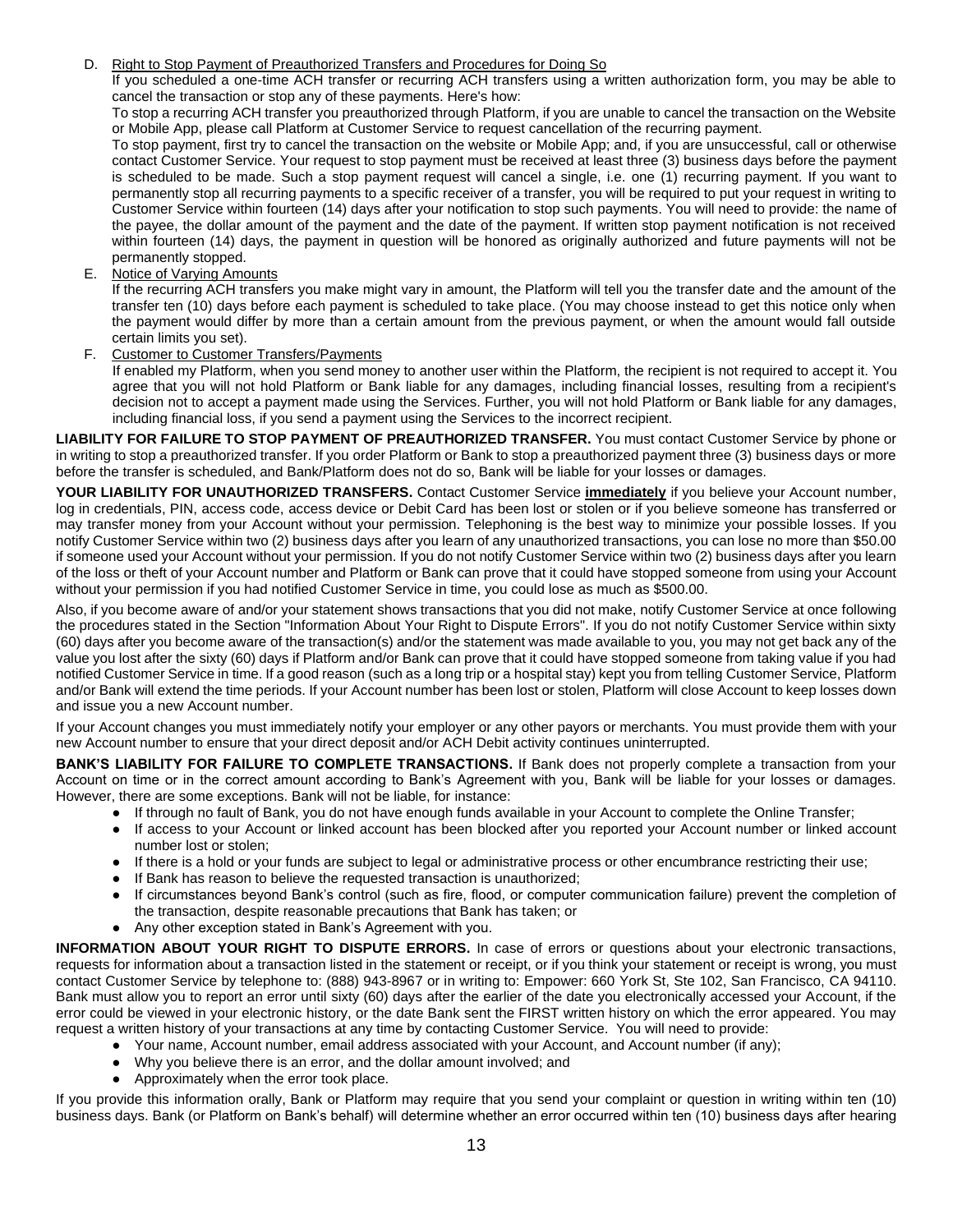D. Right to Stop Payment of Preauthorized Transfers and Procedures for Doing So

If you scheduled a one-time ACH transfer or recurring ACH transfers using a written authorization form, you may be able to cancel the transaction or stop any of these payments. Here's how:

To stop a recurring ACH transfer you preauthorized through Platform, if you are unable to cancel the transaction on the Website or Mobile App, please call Platform at Customer Service to request cancellation of the recurring payment.

To stop payment, first try to cancel the transaction on the website or Mobile App; and, if you are unsuccessful, call or otherwise contact Customer Service. Your request to stop payment must be received at least three (3) business days before the payment is scheduled to be made. Such a stop payment request will cancel a single, i.e. one (1) recurring payment. If you want to permanently stop all recurring payments to a specific receiver of a transfer, you will be required to put your request in writing to Customer Service within fourteen (14) days after your notification to stop such payments. You will need to provide: the name of the payee, the dollar amount of the payment and the date of the payment. If written stop payment notification is not received within fourteen (14) days, the payment in question will be honored as originally authorized and future payments will not be permanently stopped.

E. Notice of Varying Amounts

If the recurring ACH transfers you make might vary in amount, the Platform will tell you the transfer date and the amount of the transfer ten (10) days before each payment is scheduled to take place. (You may choose instead to get this notice only when the payment would differ by more than a certain amount from the previous payment, or when the amount would fall outside certain limits you set).

F. Customer to Customer Transfers/Payments

If enabled my Platform, when you send money to another user within the Platform, the recipient is not required to accept it. You agree that you will not hold Platform or Bank liable for any damages, including financial losses, resulting from a recipient's decision not to accept a payment made using the Services. Further, you will not hold Platform or Bank liable for any damages, including financial loss, if you send a payment using the Services to the incorrect recipient.

**LIABILITY FOR FAILURE TO STOP PAYMENT OF PREAUTHORIZED TRANSFER.** You must contact Customer Service by phone or in writing to stop a preauthorized transfer. If you order Platform or Bank to stop a preauthorized payment three (3) business days or more before the transfer is scheduled, and Bank/Platform does not do so, Bank will be liable for your losses or damages.

**YOUR LIABILITY FOR UNAUTHORIZED TRANSFERS.** Contact Customer Service **immediately** if you believe your Account number, log in credentials, PIN, access code, access device or Debit Card has been lost or stolen or if you believe someone has transferred or may transfer money from your Account without your permission. Telephoning is the best way to minimize your possible losses. If you notify Customer Service within two (2) business days after you learn of any unauthorized transactions, you can lose no more than $50.00 if someone used your Account without your permission. If you do not notify Customer Service within two (2) business days after you learn of the loss or theft of your Account number and Platform or Bank can prove that it could have stopped someone from using your Account without your permission if you had notified Customer Service in time, you could lose as much as $500.00.

Also, if you become aware of and/or your statement shows transactions that you did not make, notify Customer Service at once following the procedures stated in the Section "Information About Your Right to Dispute Errors". If you do not notify Customer Service within sixty (60) days after you become aware of the transaction(s) and/or the statement was made available to you, you may not get back any of the value you lost after the sixty (60) days if Platform and/or Bank can prove that it could have stopped someone from taking value if you had notified Customer Service in time. If a good reason (such as a long trip or a hospital stay) kept you from telling Customer Service, Platform and/or Bank will extend the time periods. If your Account number has been lost or stolen, Platform will close Account to keep losses down and issue you a new Account number.

If your Account changes you must immediately notify your employer or any other payors or merchants. You must provide them with your new Account number to ensure that your direct deposit and/or ACH Debit activity continues uninterrupted.

**BANK'S LIABILITY FOR FAILURE TO COMPLETE TRANSACTIONS.** If Bank does not properly complete a transaction from your Account on time or in the correct amount according to Bank's Agreement with you, Bank will be liable for your losses or damages. However, there are some exceptions. Bank will not be liable, for instance:

- If through no fault of Bank, you do not have enough funds available in your Account to complete the Online Transfer;
- If access to your Account or linked account has been blocked after you reported your Account number or linked account number lost or stolen;
- If there is a hold or your funds are subject to legal or administrative process or other encumbrance restricting their use;
- If Bank has reason to believe the requested transaction is unauthorized;
- If circumstances beyond Bank's control (such as fire, flood, or computer communication failure) prevent the completion of the transaction, despite reasonable precautions that Bank has taken; or
- Any other exception stated in Bank's Agreement with you.

**INFORMATION ABOUT YOUR RIGHT TO DISPUTE ERRORS.** In case of errors or questions about your electronic transactions, requests for information about a transaction listed in the statement or receipt, or if you think your statement or receipt is wrong, you must contact Customer Service by telephone to: (888) 943-8967 or in writing to: Empower: 660 York St, Ste 102, San Francisco, CA 94110. Bank must allow you to report an error until sixty (60) days after the earlier of the date you electronically accessed your Account, if the error could be viewed in your electronic history, or the date Bank sent the FIRST written history on which the error appeared. You may request a written history of your transactions at any time by contacting Customer Service. You will need to provide:

- Your name, Account number, email address associated with your Account, and Account number (if any);
- Why you believe there is an error, and the dollar amount involved; and
- Approximately when the error took place.

If you provide this information orally, Bank or Platform may require that you send your complaint or question in writing within ten (10) business days. Bank (or Platform on Bank's behalf) will determine whether an error occurred within ten (10) business days after hearing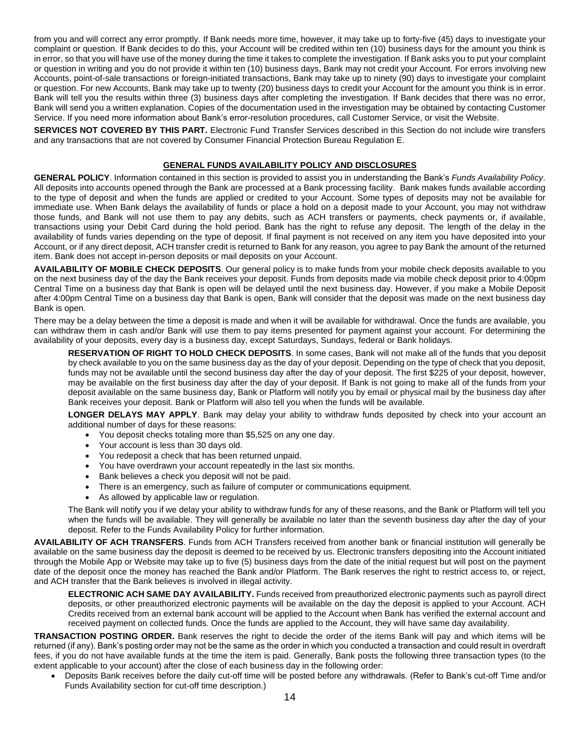from you and will correct any error promptly. If Bank needs more time, however, it may take up to forty-five (45) days to investigate your complaint or question. If Bank decides to do this, your Account will be credited within ten (10) business days for the amount you think is in error, so that you will have use of the money during the time it takes to complete the investigation. If Bank asks you to put your complaint or question in writing and you do not provide it within ten (10) business days, Bank may not credit your Account. For errors involving new Accounts, point-of-sale transactions or foreign-initiated transactions, Bank may take up to ninety (90) days to investigate your complaint or question. For new Accounts, Bank may take up to twenty (20) business days to credit your Account for the amount you think is in error. Bank will tell you the results within three (3) business days after completing the investigation. If Bank decides that there was no error, Bank will send you a written explanation. Copies of the documentation used in the investigation may be obtained by contacting Customer Service. If you need more information about Bank's error-resolution procedures, call Customer Service, or visit the Website.

**SERVICES NOT COVERED BY THIS PART.** Electronic Fund Transfer Services described in this Section do not include wire transfers and any transactions that are not covered by Consumer Financial Protection Bureau Regulation E.

## GENERAL FUNDS AVAILABILITY POLICY AND DISCLOSURES

**GENERAL POLICY**. Information contained in this section is provided to assist you in understanding the Bank's *Funds Availability Policy*. All deposits into accounts opened through the Bank are processed at a Bank processing facility. Bank makes funds available according to the type of deposit and when the funds are applied or credited to your Account. Some types of deposits may not be available for immediate use. When Bank delays the availability of funds or place a hold on a deposit made to your Account, you may not withdraw those funds, and Bank will not use them to pay any debits, such as ACH transfers or payments, check payments or, if available, transactions using your Debit Card during the hold period. Bank has the right to refuse any deposit. The length of the delay in the availability of funds varies depending on the type of deposit. If final payment is not received on any item you have deposited into your Account, or if any direct deposit, ACH transfer credit is returned to Bank for any reason, you agree to pay Bank the amount of the returned item. Bank does not accept in-person deposits or mail deposits on your Account.

**AVAILABILITY OF MOBILE CHECK DEPOSITS**. Our general policy is to make funds from your mobile check deposits available to you on the next business day of the day the Bank receives your deposit. Funds from deposits made via mobile check deposit prior to 4:00pm Central Time on a business day that Bank is open will be delayed until the next business day. However, if you make a Mobile Deposit after 4:00pm Central Time on a business day that Bank is open, Bank will consider that the deposit was made on the next business day Bank is open.

There may be a delay between the time a deposit is made and when it will be available for withdrawal. Once the funds are available, you can withdraw them in cash and/or Bank will use them to pay items presented for payment against your account. For determining the availability of your deposits, every day is a business day, except Saturdays, Sundays, federal or Bank holidays.

**RESERVATION OF RIGHT TO HOLD CHECK DEPOSITS**. In some cases, Bank will not make all of the funds that you deposit by check available to you on the same business day as the day of your deposit. Depending on the type of check that you deposit, funds may not be available until the second business day after the day of your deposit. The first $225 of your deposit, however, may be available on the first business day after the day of your deposit. If Bank is not going to make all of the funds from your deposit available on the same business day, Bank or Platform will notify you by email or physical mail by the business day after Bank receives your deposit. Bank or Platform will also tell you when the funds will be available.

**LONGER DELAYS MAY APPLY**. Bank may delay your ability to withdraw funds deposited by check into your account an additional number of days for these reasons:

- You deposit checks totaling more than $5,525 on any one day.
- Your account is less than 30 days old.
- You redeposit a check that has been returned unpaid.
- You have overdrawn your account repeatedly in the last six months.
- Bank believes a check you deposit will not be paid.
- There is an emergency, such as failure of computer or communications equipment.
- As allowed by applicable law or regulation.

The Bank will notify you if we delay your ability to withdraw funds for any of these reasons, and the Bank or Platform will tell you when the funds will be available. They will generally be available no later than the seventh business day after the day of your deposit. Refer to the Funds Availability Policy for further information.

**AVAILABILITY OF ACH TRANSFERS**. Funds from ACH Transfers received from another bank or financial institution will generally be available on the same business day the deposit is deemed to be received by us. Electronic transfers depositing into the Account initiated through the Mobile App or Website may take up to five (5) business days from the date of the initial request but will post on the payment date of the deposit once the money has reached the Bank and/or Platform. The Bank reserves the right to restrict access to, or reject, and ACH transfer that the Bank believes is involved in illegal activity.

**ELECTRONIC ACH SAME DAY AVAILABILITY.** Funds received from preauthorized electronic payments such as payroll direct deposits, or other preauthorized electronic payments will be available on the day the deposit is applied to your Account. ACH Credits received from an external bank account will be applied to the Account when Bank has verified the external account and received payment on collected funds. Once the funds are applied to the Account, they will have same day availability.

**TRANSACTION POSTING ORDER.** Bank reserves the right to decide the order of the items Bank will pay and which items will be returned (if any). Bank's posting order may not be the same as the order in which you conducted a transaction and could result in overdraft fees, if you do not have available funds at the time the item is paid. Generally, Bank posts the following three transaction types (to the extent applicable to your account) after the close of each business day in the following order:

- Deposits Bank receives before the daily cut-off time will be posted before any withdrawals. (Refer to Bank's cut-off Time and/or Funds Availability section for cut-off time description.)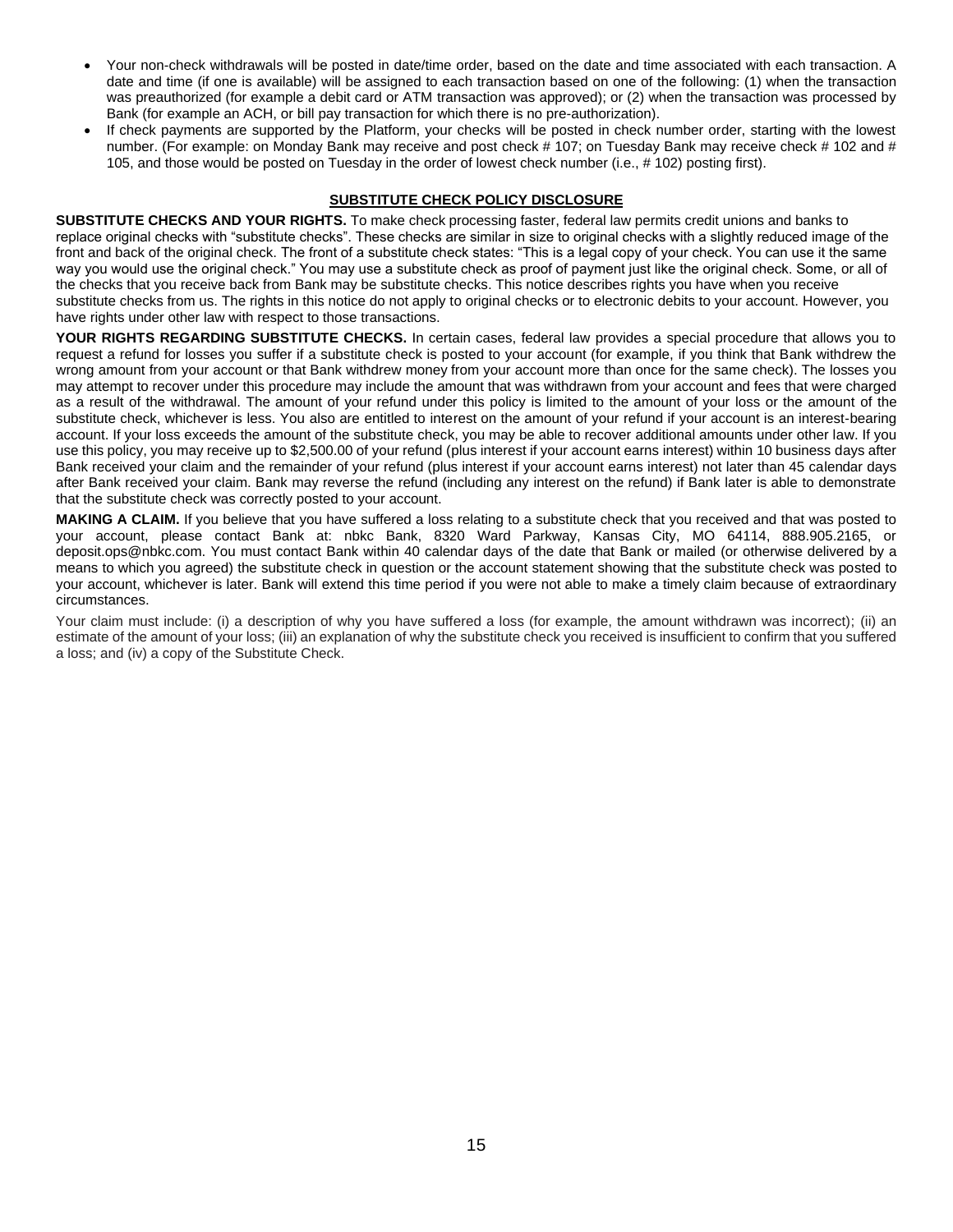- Your non-check withdrawals will be posted in date/time order, based on the date and time associated with each transaction. A date and time (if one is available) will be assigned to each transaction based on one of the following: (1) when the transaction was preauthorized (for example a debit card or ATM transaction was approved); or (2) when the transaction was processed by Bank (for example an ACH, or bill pay transaction for which there is no pre-authorization).
- If check payments are supported by the Platform, your checks will be posted in check number order, starting with the lowest number. (For example: on Monday Bank may receive and post check # 107; on Tuesday Bank may receive check # 102 and # 105, and those would be posted on Tuesday in the order of lowest check number (i.e., # 102) posting first).

## SUBSTITUTE CHECK POLICY DISCLOSURE

**SUBSTITUTE CHECKS AND YOUR RIGHTS.** To make check processing faster, federal law permits credit unions and banks to replace original checks with "substitute checks". These checks are similar in size to original checks with a slightly reduced image of the front and back of the original check. The front of a substitute check states: "This is a legal copy of your check. You can use it the same way you would use the original check." You may use a substitute check as proof of payment just like the original check. Some, or all of the checks that you receive back from Bank may be substitute checks. This notice describes rights you have when you receive substitute checks from us. The rights in this notice do not apply to original checks or to electronic debits to your account. However, you have rights under other law with respect to those transactions.

**YOUR RIGHTS REGARDING SUBSTITUTE CHECKS.** In certain cases, federal law provides a special procedure that allows you to request a refund for losses you suffer if a substitute check is posted to your account (for example, if you think that Bank withdrew the wrong amount from your account or that Bank withdrew money from your account more than once for the same check). The losses you may attempt to recover under this procedure may include the amount that was withdrawn from your account and fees that were charged as a result of the withdrawal. The amount of your refund under this policy is limited to the amount of your loss or the amount of the substitute check, whichever is less. You also are entitled to interest on the amount of your refund if your account is an interest-bearing account. If your loss exceeds the amount of the substitute check, you may be able to recover additional amounts under other law. If you use this policy, you may receive up to $2,500.00 of your refund (plus interest if your account earns interest) within 10 business days after Bank received your claim and the remainder of your refund (plus interest if your account earns interest) not later than 45 calendar days after Bank received your claim. Bank may reverse the refund (including any interest on the refund) if Bank later is able to demonstrate that the substitute check was correctly posted to your account.

**MAKING A CLAIM.** If you believe that you have suffered a loss relating to a substitute check that you received and that was posted to your account, please contact Bank at: nbkc Bank, 8320 Ward Parkway, Kansas City, MO 64114, 888.905.2165, or deposit.ops@nbkc.com. You must contact Bank within 40 calendar days of the date that Bank or mailed (or otherwise delivered by a means to which you agreed) the substitute check in question or the account statement showing that the substitute check was posted to your account, whichever is later. Bank will extend this time period if you were not able to make a timely claim because of extraordinary circumstances.

Your claim must include: (i) a description of why you have suffered a loss (for example, the amount withdrawn was incorrect); (ii) an estimate of the amount of your loss; (iii) an explanation of why the substitute check you received is insufficient to confirm that you suffered a loss; and (iv) a copy of the Substitute Check.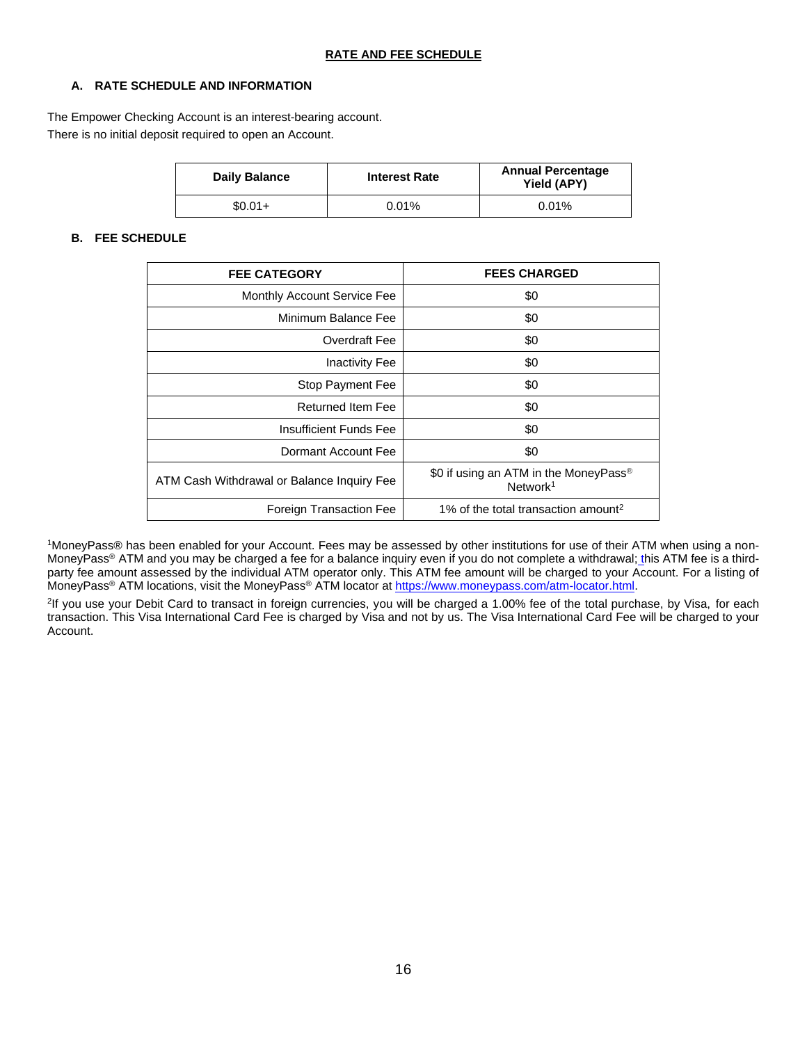## RATE AND FEE SCHEDULE

### A. RATE SCHEDULE AND INFORMATION

The Empower Checking Account is an interest-bearing account.
There is no initial deposit required to open an Account.

| Daily Balance | Interest Rate | Annual Percentage Yield (APY) |
|---|---|---|
| $0.01+ | 0.01% | 0.01% |

### B. FEE SCHEDULE

| FEE CATEGORY | FEES CHARGED |
|---|---|
| Monthly Account Service Fee | $0 |
| Minimum Balance Fee | $0 |
| Overdraft Fee | $0 |
| Inactivity Fee | $0 |
| Stop Payment Fee | $0 |
| Returned Item Fee | $0 |
| Insufficient Funds Fee | $0 |
| Dormant Account Fee | $0 |
| ATM Cash Withdrawal or Balance Inquiry Fee | $0 if using an ATM in the MoneyPass® Network[1] |
| Foreign Transaction Fee | 1% of the total transaction amount[2] |

[1]MoneyPass® has been enabled for your Account. Fees may be assessed by other institutions for use of their ATM when using a non-MoneyPass® ATM and you may be charged a fee for a balance inquiry even if you do not complete a withdrawal; this ATM fee is a third-party fee amount assessed by the individual ATM operator only. This ATM fee amount will be charged to your Account. For a listing of MoneyPass® ATM locations, visit the MoneyPass® ATM locator at https://www.moneypass.com/atm-locator.html.

[2]If you use your Debit Card to transact in foreign currencies, you will be charged a 1.00% fee of the total purchase, by Visa, for each transaction. This Visa International Card Fee is charged by Visa and not by us. The Visa International Card Fee will be charged to your Account.